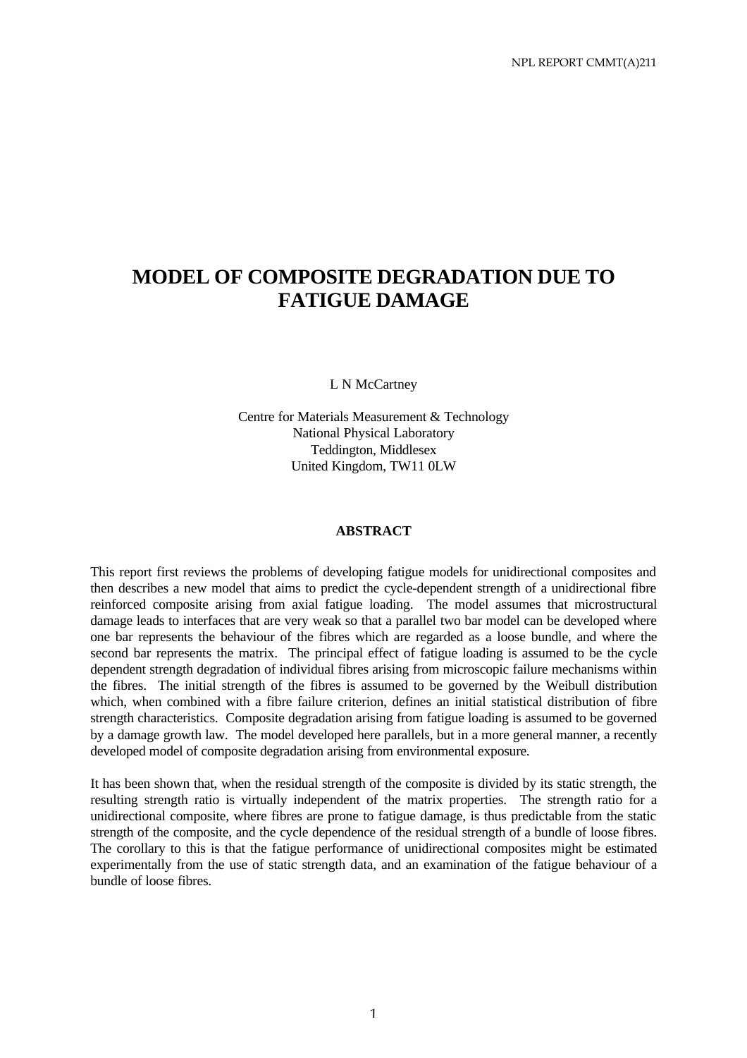# MODEL OF COMPOSITE DEGRADATION DUE TO FATIGUE DAMAGE

L N McCartney

Centre for Materials Measurement & Technology
National Physical Laboratory
Teddington, Middlesex
United Kingdom, TW11 0LW

## ABSTRACT

This report first reviews the problems of developing fatigue models for unidirectional composites and then describes a new model that aims to predict the cycle-dependent strength of a unidirectional fibre reinforced composite arising from axial fatigue loading. The model assumes that microstructural damage leads to interfaces that are very weak so that a parallel two bar model can be developed where one bar represents the behaviour of the fibres which are regarded as a loose bundle, and where the second bar represents the matrix. The principal effect of fatigue loading is assumed to be the cycle dependent strength degradation of individual fibres arising from microscopic failure mechanisms within the fibres. The initial strength of the fibres is assumed to be governed by the Weibull distribution which, when combined with a fibre failure criterion, defines an initial statistical distribution of fibre strength characteristics. Composite degradation arising from fatigue loading is assumed to be governed by a damage growth law. The model developed here parallels, but in a more general manner, a recently developed model of composite degradation arising from environmental exposure.

It has been shown that, when the residual strength of the composite is divided by its static strength, the resulting strength ratio is virtually independent of the matrix properties. The strength ratio for a unidirectional composite, where fibres are prone to fatigue damage, is thus predictable from the static strength of the composite, and the cycle dependence of the residual strength of a bundle of loose fibres. The corollary to this is that the fatigue performance of unidirectional composites might be estimated experimentally from the use of static strength data, and an examination of the fatigue behaviour of a bundle of loose fibres.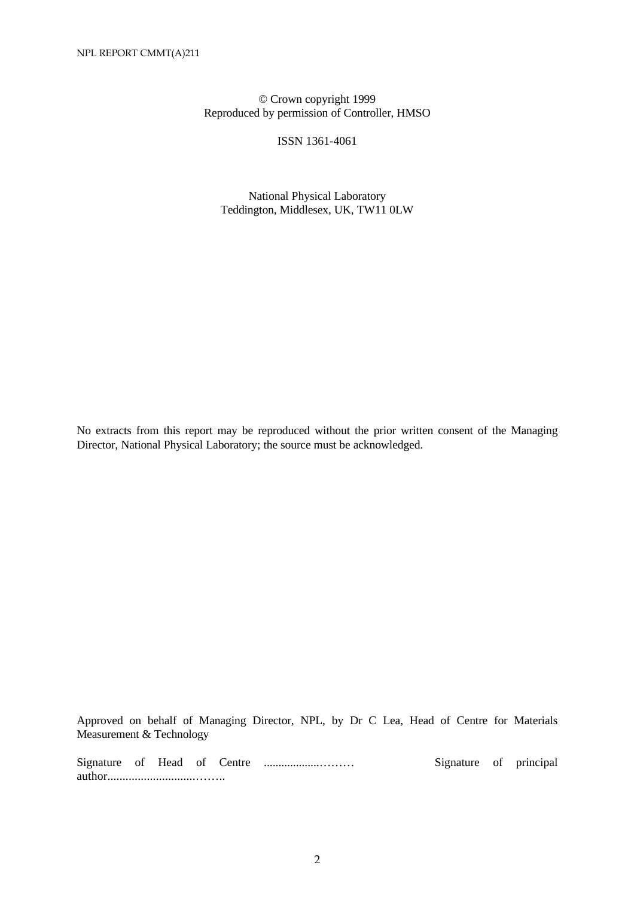© Crown copyright 1999
Reproduced by permission of Controller, HMSO

ISSN 1361-4061

National Physical Laboratory
Teddington, Middlesex, UK, TW11 0LW

No extracts from this report may be reproduced without the prior written consent of the Managing Director, National Physical Laboratory; the source must be acknowledged.

Approved on behalf of Managing Director, NPL, by Dr C Lea, Head of Centre for Materials Measurement & Technology

Signature of Head of Centre ..................……… Signature of principal author.............................……..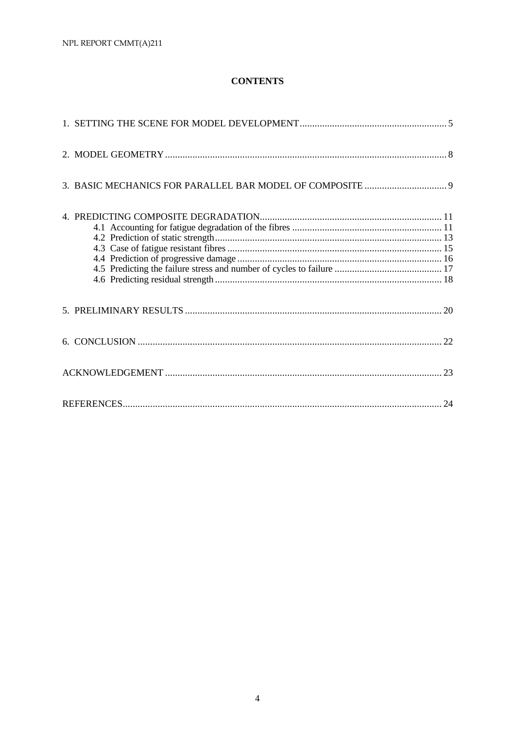# CONTENTS

1. SETTING THE SCENE FOR MODEL DEVELOPMENT .......................................................... 5

2. MODEL GEOMETRY ................................................................................................................ 8

3. BASIC MECHANICS FOR PARALLEL BAR MODEL OF COMPOSITE ................................. 9

4. PREDICTING COMPOSITE DEGRADATION........................................................................ 11
   - 4.1 Accounting for fatigue degradation of the fibres ............................................................ 11
   - 4.2 Prediction of static strength.......................................................................................... 13
   - 4.3 Case of fatigue resistant fibres ...................................................................................... 15
   - 4.4 Prediction of progressive damage .................................................................................. 16
   - 4.5 Predicting the failure stress and number of cycles to failure ........................................... 17
   - 4.6 Predicting residual strength .......................................................................................... 18

5. PRELIMINARY RESULTS ...................................................................................................... 20

6. CONCLUSION ........................................................................................................................ 22

ACKNOWLEDGEMENT ............................................................................................................. 23

REFERENCES.............................................................................................................................. 24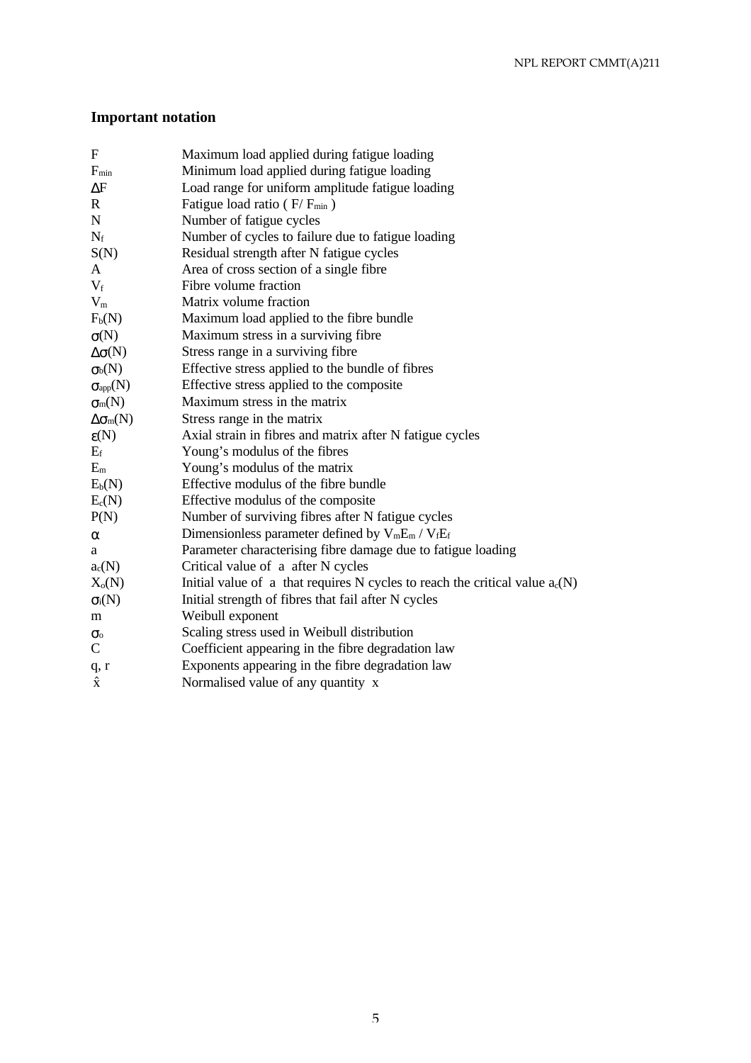## Important notation

| | |
|---|---|
| $F$ | Maximum load applied during fatigue loading |
| $F_{min}$ | Minimum load applied during fatigue loading |
| $\Delta F$ | Load range for uniform amplitude fatigue loading |
| $R$ | Fatigue load ratio ( $F/ F_{min}$ ) |
| $N$ | Number of fatigue cycles |
| $N_f$ | Number of cycles to failure due to fatigue loading |
| $S(N)$ | Residual strength after N fatigue cycles |
| $A$ | Area of cross section of a single fibre |
| $V_f$ | Fibre volume fraction |
| $V_m$ | Matrix volume fraction |
| $F_b(N)$ | Maximum load applied to the fibre bundle |
| $\sigma(N)$ | Maximum stress in a surviving fibre |
| $\Delta\sigma(N)$ | Stress range in a surviving fibre |
| $\sigma_b(N)$ | Effective stress applied to the bundle of fibres |
| $\sigma_{app}(N)$ | Effective stress applied to the composite |
| $\sigma_m(N)$ | Maximum stress in the matrix |
| $\Delta\sigma_m(N)$ | Stress range in the matrix |
| $\varepsilon(N)$ | Axial strain in fibres and matrix after N fatigue cycles |
| $E_f$ | Young's modulus of the fibres |
| $E_m$ | Young's modulus of the matrix |
| $E_b(N)$ | Effective modulus of the fibre bundle |
| $E_c(N)$ | Effective modulus of the composite |
| $P(N)$ | Number of surviving fibres after N fatigue cycles |
| $\alpha$ | Dimensionless parameter defined by $V_mE_m / V_fE_f$ |
| $a$ | Parameter characterising fibre damage due to fatigue loading |
| $a_c(N)$ | Critical value of $a$ after N cycles |
| $X_o(N)$ | Initial value of $a$ that requires N cycles to reach the critical value $a_c(N)$ |
| $\sigma_i(N)$ | Initial strength of fibres that fail after N cycles |
| $m$ | Weibull exponent |
| $\sigma_o$ | Scaling stress used in Weibull distribution |
| $C$ | Coefficient appearing in the fibre degradation law |
| $q$, $r$ | Exponents appearing in the fibre degradation law |
| $\hat{x}$ | Normalised value of any quantity $x$ |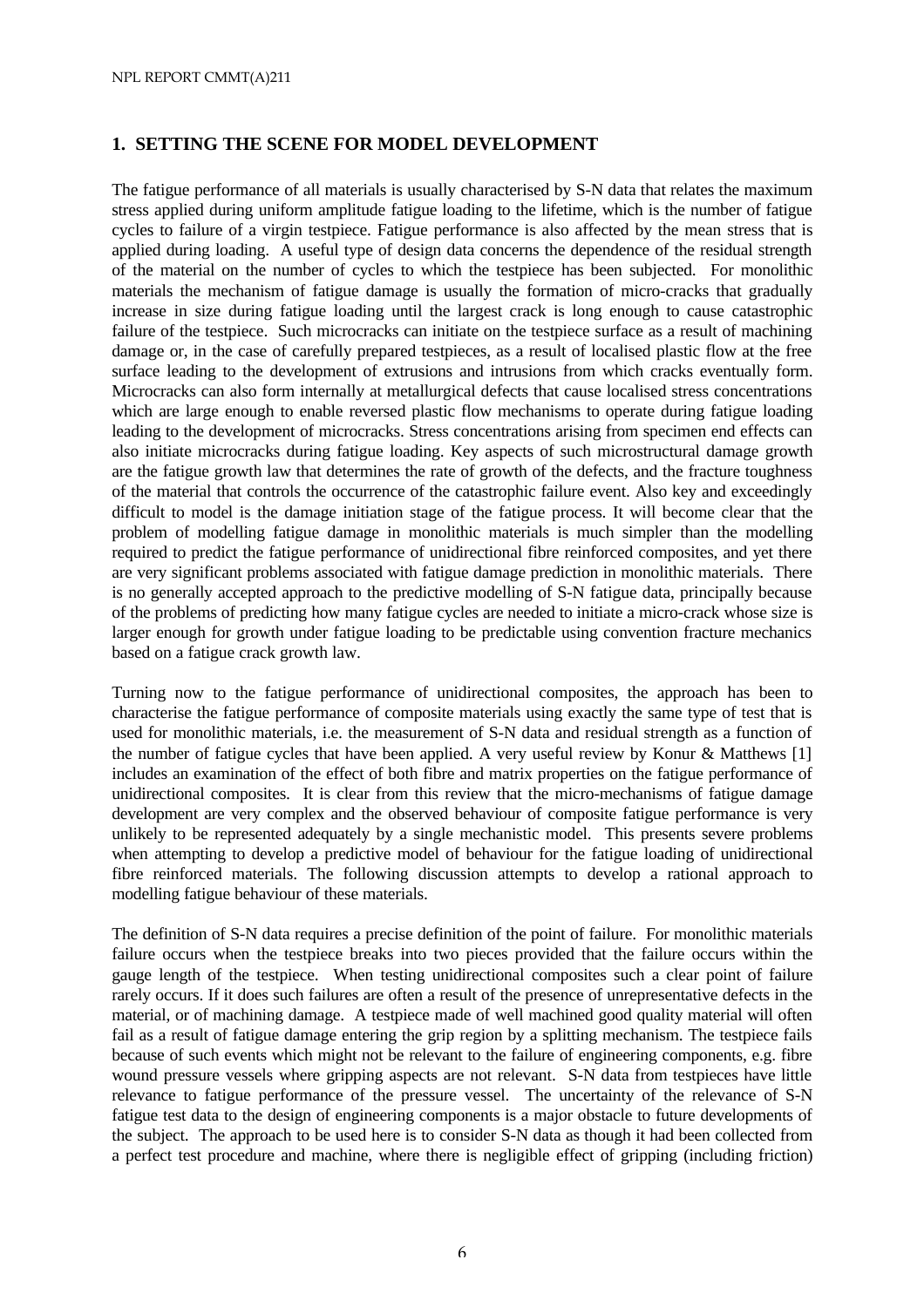## 1. SETTING THE SCENE FOR MODEL DEVELOPMENT

The fatigue performance of all materials is usually characterised by S-N data that relates the maximum stress applied during uniform amplitude fatigue loading to the lifetime, which is the number of fatigue cycles to failure of a virgin testpiece. Fatigue performance is also affected by the mean stress that is applied during loading. A useful type of design data concerns the dependence of the residual strength of the material on the number of cycles to which the testpiece has been subjected. For monolithic materials the mechanism of fatigue damage is usually the formation of micro-cracks that gradually increase in size during fatigue loading until the largest crack is long enough to cause catastrophic failure of the testpiece. Such microcracks can initiate on the testpiece surface as a result of machining damage or, in the case of carefully prepared testpieces, as a result of localised plastic flow at the free surface leading to the development of extrusions and intrusions from which cracks eventually form. Microcracks can also form internally at metallurgical defects that cause localised stress concentrations which are large enough to enable reversed plastic flow mechanisms to operate during fatigue loading leading to the development of microcracks. Stress concentrations arising from specimen end effects can also initiate microcracks during fatigue loading. Key aspects of such microstructural damage growth are the fatigue growth law that determines the rate of growth of the defects, and the fracture toughness of the material that controls the occurrence of the catastrophic failure event. Also key and exceedingly difficult to model is the damage initiation stage of the fatigue process. It will become clear that the problem of modelling fatigue damage in monolithic materials is much simpler than the modelling required to predict the fatigue performance of unidirectional fibre reinforced composites, and yet there are very significant problems associated with fatigue damage prediction in monolithic materials. There is no generally accepted approach to the predictive modelling of S-N fatigue data, principally because of the problems of predicting how many fatigue cycles are needed to initiate a micro-crack whose size is larger enough for growth under fatigue loading to be predictable using convention fracture mechanics based on a fatigue crack growth law.

Turning now to the fatigue performance of unidirectional composites, the approach has been to characterise the fatigue performance of composite materials using exactly the same type of test that is used for monolithic materials, i.e. the measurement of S-N data and residual strength as a function of the number of fatigue cycles that have been applied. A very useful review by Konur & Matthews [1] includes an examination of the effect of both fibre and matrix properties on the fatigue performance of unidirectional composites. It is clear from this review that the micro-mechanisms of fatigue damage development are very complex and the observed behaviour of composite fatigue performance is very unlikely to be represented adequately by a single mechanistic model. This presents severe problems when attempting to develop a predictive model of behaviour for the fatigue loading of unidirectional fibre reinforced materials. The following discussion attempts to develop a rational approach to modelling fatigue behaviour of these materials.

The definition of S-N data requires a precise definition of the point of failure. For monolithic materials failure occurs when the testpiece breaks into two pieces provided that the failure occurs within the gauge length of the testpiece. When testing unidirectional composites such a clear point of failure rarely occurs. If it does such failures are often a result of the presence of unrepresentative defects in the material, or of machining damage. A testpiece made of well machined good quality material will often fail as a result of fatigue damage entering the grip region by a splitting mechanism. The testpiece fails because of such events which might not be relevant to the failure of engineering components, e.g. fibre wound pressure vessels where gripping aspects are not relevant. S-N data from testpieces have little relevance to fatigue performance of the pressure vessel. The uncertainty of the relevance of S-N fatigue test data to the design of engineering components is a major obstacle to future developments of the subject. The approach to be used here is to consider S-N data as though it had been collected from a perfect test procedure and machine, where there is negligible effect of gripping (including friction)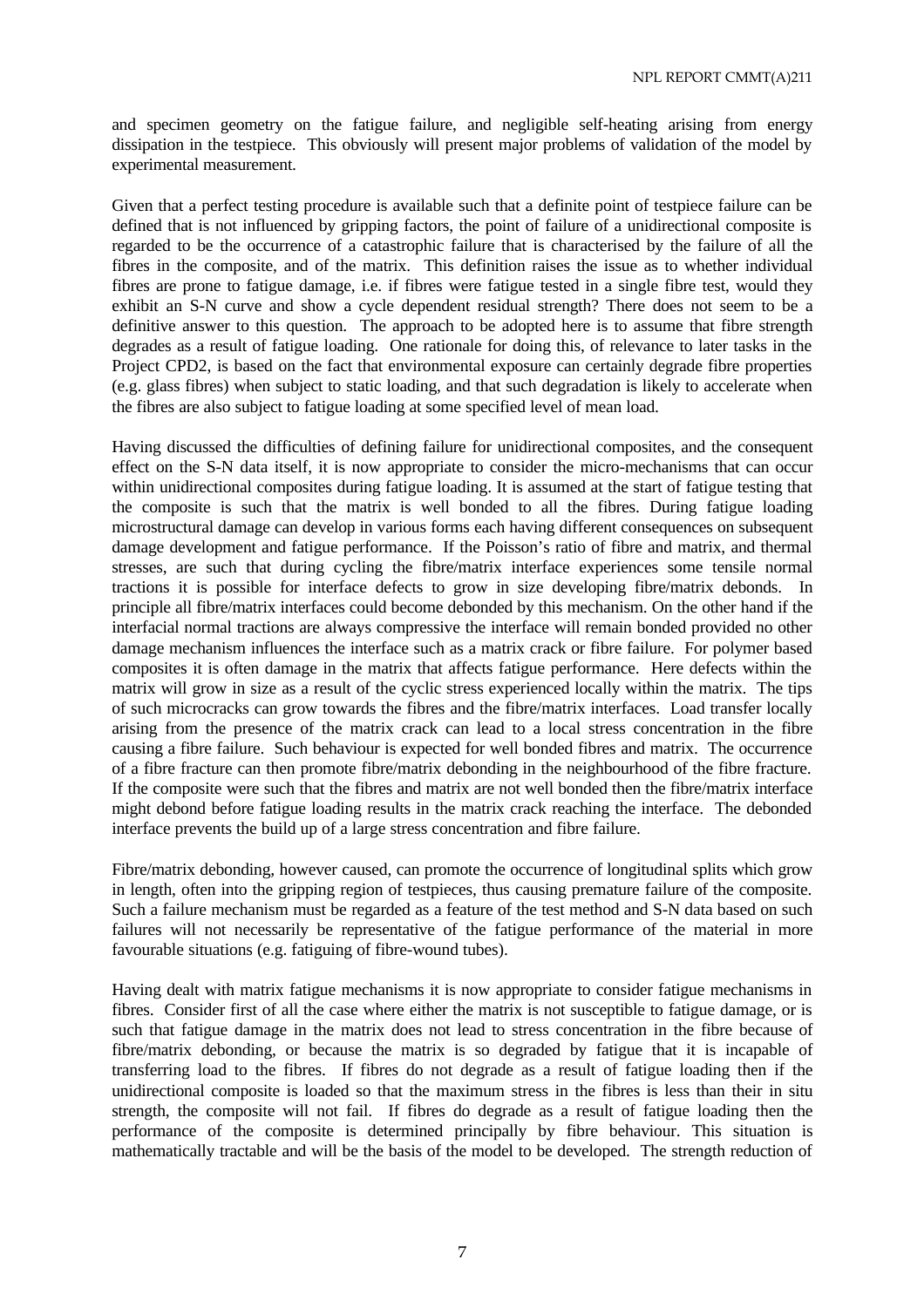and specimen geometry on the fatigue failure, and negligible self-heating arising from energy dissipation in the testpiece. This obviously will present major problems of validation of the model by experimental measurement.

Given that a perfect testing procedure is available such that a definite point of testpiece failure can be defined that is not influenced by gripping factors, the point of failure of a unidirectional composite is regarded to be the occurrence of a catastrophic failure that is characterised by the failure of all the fibres in the composite, and of the matrix. This definition raises the issue as to whether individual fibres are prone to fatigue damage, i.e. if fibres were fatigue tested in a single fibre test, would they exhibit an S-N curve and show a cycle dependent residual strength? There does not seem to be a definitive answer to this question. The approach to be adopted here is to assume that fibre strength degrades as a result of fatigue loading. One rationale for doing this, of relevance to later tasks in the Project CPD2, is based on the fact that environmental exposure can certainly degrade fibre properties (e.g. glass fibres) when subject to static loading, and that such degradation is likely to accelerate when the fibres are also subject to fatigue loading at some specified level of mean load.

Having discussed the difficulties of defining failure for unidirectional composites, and the consequent effect on the S-N data itself, it is now appropriate to consider the micro-mechanisms that can occur within unidirectional composites during fatigue loading. It is assumed at the start of fatigue testing that the composite is such that the matrix is well bonded to all the fibres. During fatigue loading microstructural damage can develop in various forms each having different consequences on subsequent damage development and fatigue performance. If the Poisson's ratio of fibre and matrix, and thermal stresses, are such that during cycling the fibre/matrix interface experiences some tensile normal tractions it is possible for interface defects to grow in size developing fibre/matrix debonds. In principle all fibre/matrix interfaces could become debonded by this mechanism. On the other hand if the interfacial normal tractions are always compressive the interface will remain bonded provided no other damage mechanism influences the interface such as a matrix crack or fibre failure. For polymer based composites it is often damage in the matrix that affects fatigue performance. Here defects within the matrix will grow in size as a result of the cyclic stress experienced locally within the matrix. The tips of such microcracks can grow towards the fibres and the fibre/matrix interfaces. Load transfer locally arising from the presence of the matrix crack can lead to a local stress concentration in the fibre causing a fibre failure. Such behaviour is expected for well bonded fibres and matrix. The occurrence of a fibre fracture can then promote fibre/matrix debonding in the neighbourhood of the fibre fracture. If the composite were such that the fibres and matrix are not well bonded then the fibre/matrix interface might debond before fatigue loading results in the matrix crack reaching the interface. The debonded interface prevents the build up of a large stress concentration and fibre failure.

Fibre/matrix debonding, however caused, can promote the occurrence of longitudinal splits which grow in length, often into the gripping region of testpieces, thus causing premature failure of the composite. Such a failure mechanism must be regarded as a feature of the test method and S-N data based on such failures will not necessarily be representative of the fatigue performance of the material in more favourable situations (e.g. fatiguing of fibre-wound tubes).

Having dealt with matrix fatigue mechanisms it is now appropriate to consider fatigue mechanisms in fibres. Consider first of all the case where either the matrix is not susceptible to fatigue damage, or is such that fatigue damage in the matrix does not lead to stress concentration in the fibre because of fibre/matrix debonding, or because the matrix is so degraded by fatigue that it is incapable of transferring load to the fibres. If fibres do not degrade as a result of fatigue loading then if the unidirectional composite is loaded so that the maximum stress in the fibres is less than their in situ strength, the composite will not fail. If fibres do degrade as a result of fatigue loading then the performance of the composite is determined principally by fibre behaviour. This situation is mathematically tractable and will be the basis of the model to be developed. The strength reduction of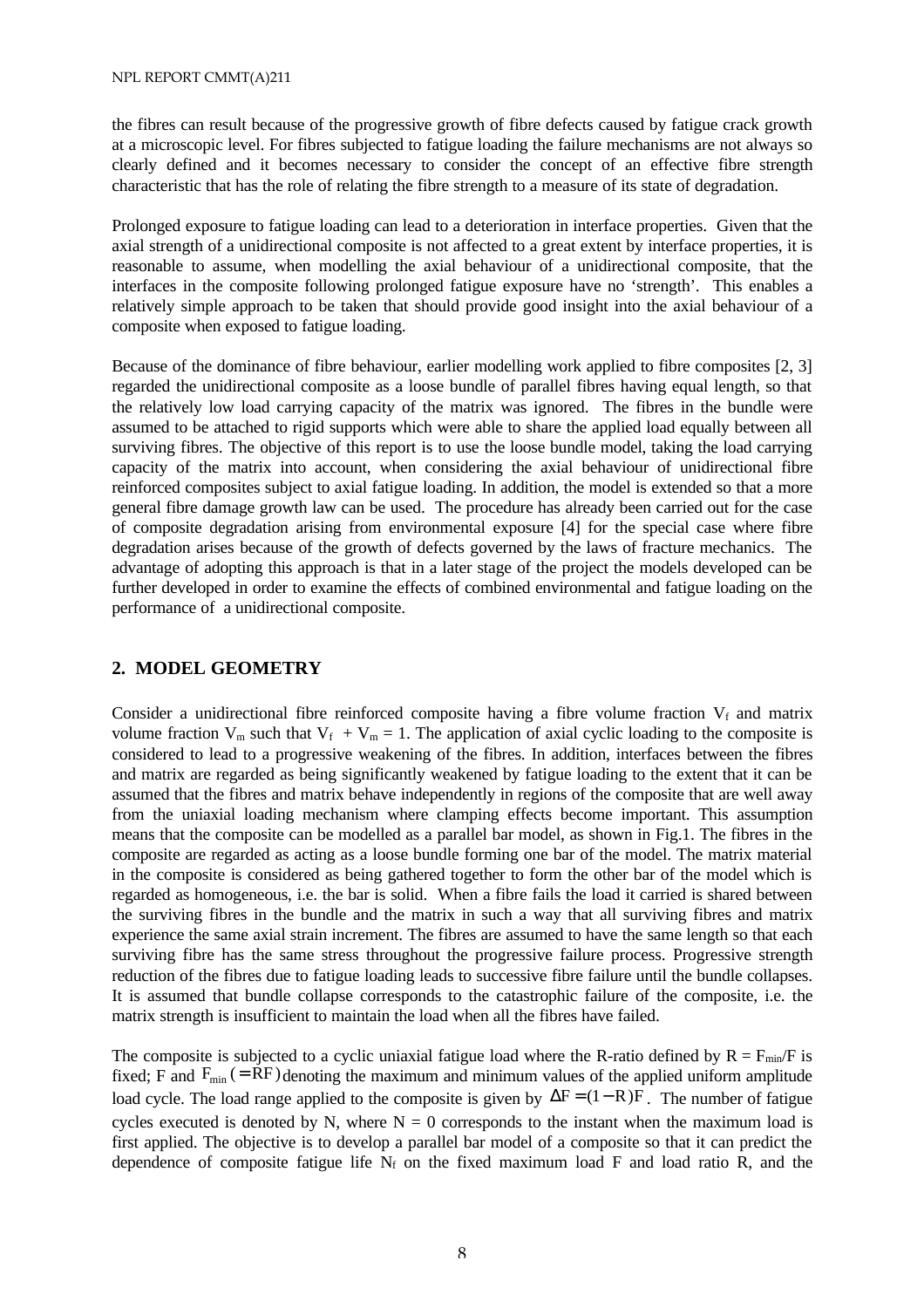the fibres can result because of the progressive growth of fibre defects caused by fatigue crack growth at a microscopic level. For fibres subjected to fatigue loading the failure mechanisms are not always so clearly defined and it becomes necessary to consider the concept of an effective fibre strength characteristic that has the role of relating the fibre strength to a measure of its state of degradation.

Prolonged exposure to fatigue loading can lead to a deterioration in interface properties. Given that the axial strength of a unidirectional composite is not affected to a great extent by interface properties, it is reasonable to assume, when modelling the axial behaviour of a unidirectional composite, that the interfaces in the composite following prolonged fatigue exposure have no 'strength'. This enables a relatively simple approach to be taken that should provide good insight into the axial behaviour of a composite when exposed to fatigue loading.

Because of the dominance of fibre behaviour, earlier modelling work applied to fibre composites [2, 3] regarded the unidirectional composite as a loose bundle of parallel fibres having equal length, so that the relatively low load carrying capacity of the matrix was ignored. The fibres in the bundle were assumed to be attached to rigid supports which were able to share the applied load equally between all surviving fibres. The objective of this report is to use the loose bundle model, taking the load carrying capacity of the matrix into account, when considering the axial behaviour of unidirectional fibre reinforced composites subject to axial fatigue loading. In addition, the model is extended so that a more general fibre damage growth law can be used. The procedure has already been carried out for the case of composite degradation arising from environmental exposure [4] for the special case where fibre degradation arises because of the growth of defects governed by the laws of fracture mechanics. The advantage of adopting this approach is that in a later stage of the project the models developed can be further developed in order to examine the effects of combined environmental and fatigue loading on the performance of a unidirectional composite.

## 2. MODEL GEOMETRY

Consider a unidirectional fibre reinforced composite having a fibre volume fraction $V_f$ and matrix volume fraction $V_m$ such that $V_f + V_m = 1$. The application of axial cyclic loading to the composite is considered to lead to a progressive weakening of the fibres. In addition, interfaces between the fibres and matrix are regarded as being significantly weakened by fatigue loading to the extent that it can be assumed that the fibres and matrix behave independently in regions of the composite that are well away from the uniaxial loading mechanism where clamping effects become important. This assumption means that the composite can be modelled as a parallel bar model, as shown in Fig.1. The fibres in the composite are regarded as acting as a loose bundle forming one bar of the model. The matrix material in the composite is considered as being gathered together to form the other bar of the model which is regarded as homogeneous, i.e. the bar is solid. When a fibre fails the load it carried is shared between the surviving fibres in the bundle and the matrix in such a way that all surviving fibres and matrix experience the same axial strain increment. The fibres are assumed to have the same length so that each surviving fibre has the same stress throughout the progressive failure process. Progressive strength reduction of the fibres due to fatigue loading leads to successive fibre failure until the bundle collapses. It is assumed that bundle collapse corresponds to the catastrophic failure of the composite, i.e. the matrix strength is insufficient to maintain the load when all the fibres have failed.

The composite is subjected to a cyclic uniaxial fatigue load where the R-ratio defined by $R = F_{min}/F$ is fixed; F and $F_{min} (= RF)$ denoting the maximum and minimum values of the applied uniform amplitude load cycle. The load range applied to the composite is given by $\Delta F = (1-R)F$. The number of fatigue cycles executed is denoted by N, where N = 0 corresponds to the instant when the maximum load is first applied. The objective is to develop a parallel bar model of a composite so that it can predict the dependence of composite fatigue life $N_f$ on the fixed maximum load F and load ratio R, and the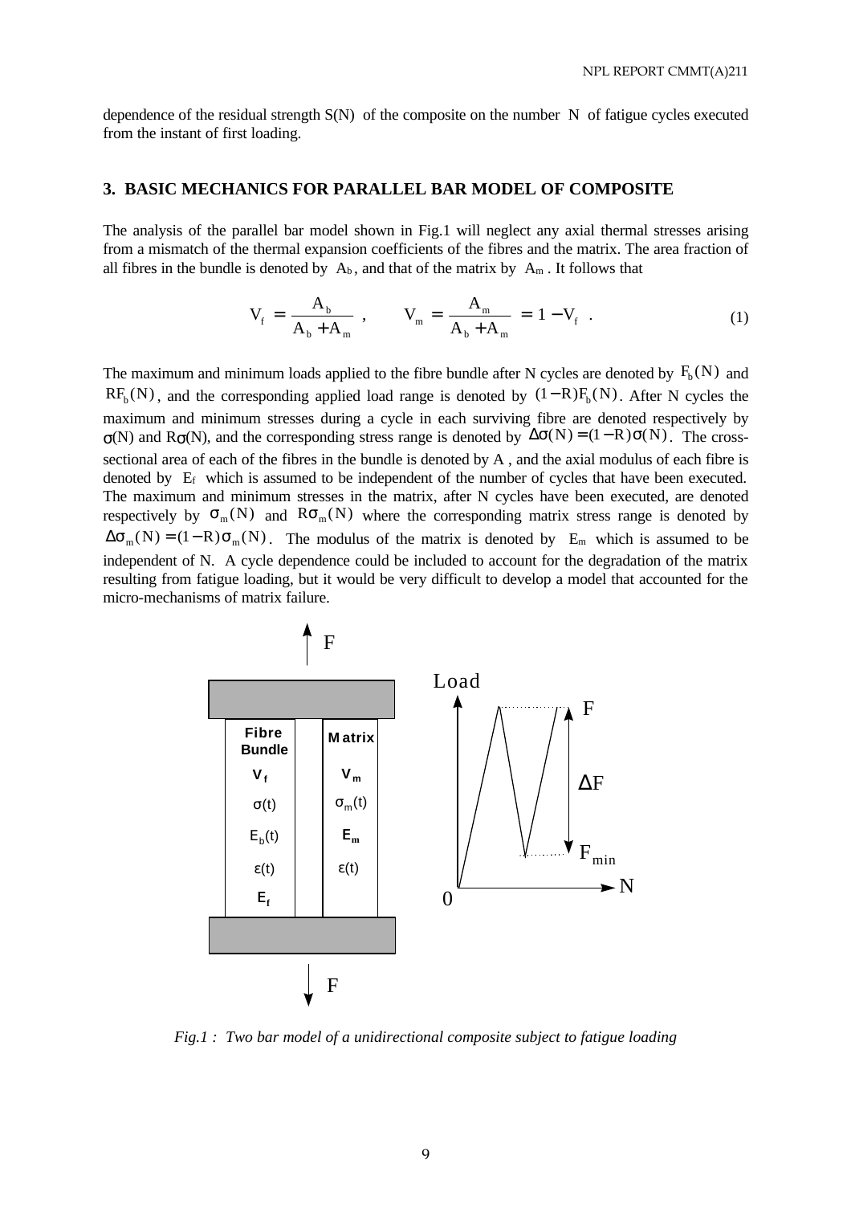dependence of the residual strength S(N) of the composite on the number N of fatigue cycles executed from the instant of first loading.

## 3. BASIC MECHANICS FOR PARALLEL BAR MODEL OF COMPOSITE

The analysis of the parallel bar model shown in Fig.1 will neglect any axial thermal stresses arising from a mismatch of the thermal expansion coefficients of the fibres and the matrix. The area fraction of all fibres in the bundle is denoted by $A_b$, and that of the matrix by $A_m$. It follows that

$$V_f = \frac{A_b}{A_b + A_m} \ , \qquad V_m = \frac{A_m}{A_b + A_m} = 1 - V_f \ . \tag{1}$$

The maximum and minimum loads applied to the fibre bundle after N cycles are denoted by $F_b(N)$ and $RF_b(N)$, and the corresponding applied load range is denoted by $(1-R)F_b(N)$. After N cycles the maximum and minimum stresses during a cycle in each surviving fibre are denoted respectively by $\sigma(N)$ and $R\sigma(N)$, and the corresponding stress range is denoted by $\Delta\sigma(N) = (1-R)\sigma(N)$. The cross-sectional area of each of the fibres in the bundle is denoted by A , and the axial modulus of each fibre is denoted by $E_f$ which is assumed to be independent of the number of cycles that have been executed. The maximum and minimum stresses in the matrix, after N cycles have been executed, are denoted respectively by $\sigma_m(N)$ and $R\sigma_m(N)$ where the corresponding matrix stress range is denoted by $\Delta\sigma_m(N) = (1-R)\sigma_m(N)$. The modulus of the matrix is denoted by $E_m$ which is assumed to be independent of N. A cycle dependence could be included to account for the degradation of the matrix resulting from fatigue loading, but it would be very difficult to develop a model that accounted for the micro-mechanisms of matrix failure.

*Fig.1 : Two bar model of a unidirectional composite subject to fatigue loading*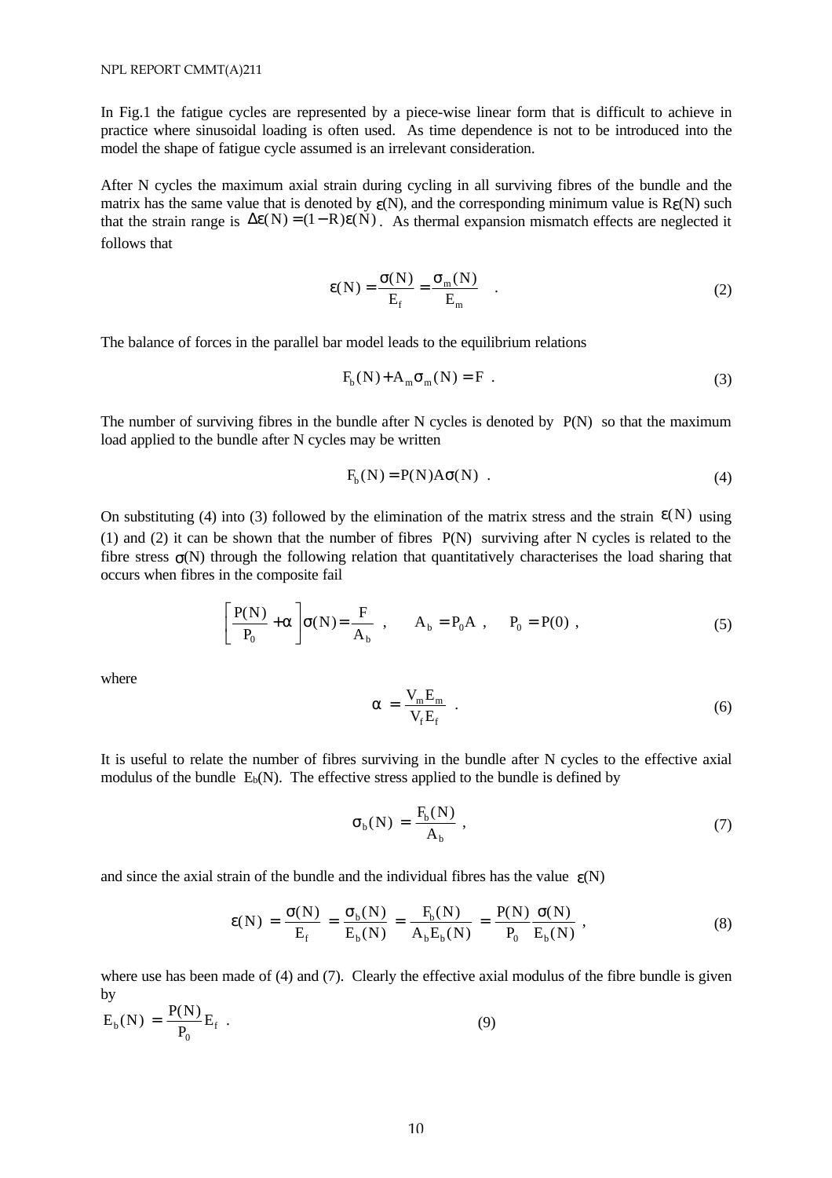In Fig.1 the fatigue cycles are represented by a piece-wise linear form that is difficult to achieve in practice where sinusoidal loading is often used. As time dependence is not to be introduced into the model the shape of fatigue cycle assumed is an irrelevant consideration.

After N cycles the maximum axial strain during cycling in all surviving fibres of the bundle and the matrix has the same value that is denoted by $\varepsilon(N)$, and the corresponding minimum value is $R\varepsilon(N)$ such that the strain range is $\Delta\varepsilon(N) = (1-R)\varepsilon(N)$. As thermal expansion mismatch effects are neglected it follows that

$$\varepsilon(N) = \frac{\sigma(N)}{E_f} = \frac{\sigma_m(N)}{E_m} \quad . \tag{2}$$

The balance of forces in the parallel bar model leads to the equilibrium relations

$$F_b(N) + A_m \sigma_m(N) = F \ . \tag{3}$$

The number of surviving fibres in the bundle after N cycles is denoted by $P(N)$ so that the maximum load applied to the bundle after N cycles may be written

$$F_b(N) = P(N) A \sigma(N) \ . \tag{4}$$

On substituting (4) into (3) followed by the elimination of the matrix stress and the strain $\varepsilon(N)$ using (1) and (2) it can be shown that the number of fibres $P(N)$ surviving after N cycles is related to the fibre stress $\sigma(N)$ through the following relation that quantitatively characterises the load sharing that occurs when fibres in the composite fail

$$\left[\frac{P(N)}{P_0} + \alpha\right]\sigma(N) = \frac{F}{A_b} \ , \qquad A_b = P_0 A \ , \quad P_0 = P(0) \ , \tag{5}$$

where

$$\alpha = \frac{V_m E_m}{V_f E_f} \ . \tag{6}$$

It is useful to relate the number of fibres surviving in the bundle after N cycles to the effective axial modulus of the bundle $E_b(N)$. The effective stress applied to the bundle is defined by

$$\sigma_b(N) = \frac{F_b(N)}{A_b} \ , \tag{7}$$

and since the axial strain of the bundle and the individual fibres has the value $\varepsilon(N)$

$$\varepsilon(N) = \frac{\sigma(N)}{E_f} = \frac{\sigma_b(N)}{E_b(N)} = \frac{F_b(N)}{A_b E_b(N)} = \frac{P(N)}{P_0}\frac{\sigma(N)}{E_b(N)} \ , \tag{8}$$

where use has been made of (4) and (7). Clearly the effective axial modulus of the fibre bundle is given by

$$E_b(N) = \frac{P(N)}{P_0} E_f \ . \tag{9}$$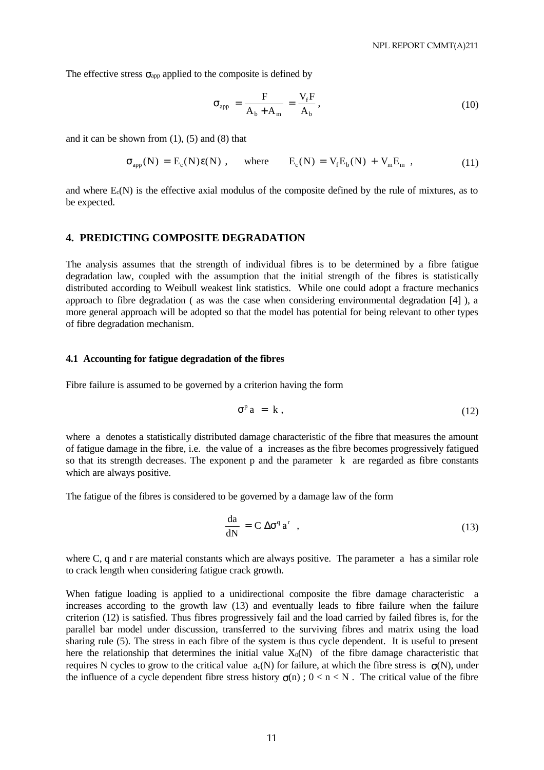The effective stress $\sigma_{app}$ applied to the composite is defined by

$$\sigma_{app} = \frac{F}{A_b + A_m} = \frac{V_f F}{A_b}, \tag{10}$$

and it can be shown from (1), (5) and (8) that

$$\sigma_{app}(N) = E_c(N)\varepsilon(N), \quad \text{where} \quad E_c(N) = V_f E_b(N) + V_m E_m, \tag{11}$$

and where $E_c(N)$ is the effective axial modulus of the composite defined by the rule of mixtures, as to be expected.

## 4. PREDICTING COMPOSITE DEGRADATION

The analysis assumes that the strength of individual fibres is to be determined by a fibre fatigue degradation law, coupled with the assumption that the initial strength of the fibres is statistically distributed according to Weibull weakest link statistics. While one could adopt a fracture mechanics approach to fibre degradation ( as was the case when considering environmental degradation [4] ), a more general approach will be adopted so that the model has potential for being relevant to other types of fibre degradation mechanism.

### 4.1 Accounting for fatigue degradation of the fibres

Fibre failure is assumed to be governed by a criterion having the form

$$\sigma^p a = k, \tag{12}$$

where $a$ denotes a statistically distributed damage characteristic of the fibre that measures the amount of fatigue damage in the fibre, i.e. the value of $a$ increases as the fibre becomes progressively fatigued so that its strength decreases. The exponent p and the parameter $k$ are regarded as fibre constants which are always positive.

The fatigue of the fibres is considered to be governed by a damage law of the form

$$\frac{da}{dN} = C\,\Delta\sigma^q a^r, \tag{13}$$

where C, q and r are material constants which are always positive. The parameter $a$ has a similar role to crack length when considering fatigue crack growth.

When fatigue loading is applied to a unidirectional composite the fibre damage characteristic $a$ increases according to the growth law (13) and eventually leads to fibre failure when the failure criterion (12) is satisfied. Thus fibres progressively fail and the load carried by failed fibres is, for the parallel bar model under discussion, transferred to the surviving fibres and matrix using the load sharing rule (5). The stress in each fibre of the system is thus cycle dependent. It is useful to present here the relationship that determines the initial value $X_0(N)$ of the fibre damage characteristic that requires N cycles to grow to the critical value $a_c(N)$ for failure, at which the fibre stress is $\sigma(N)$, under the influence of a cycle dependent fibre stress history $\sigma(n)$ ; $0 < n < N$ . The critical value of the fibre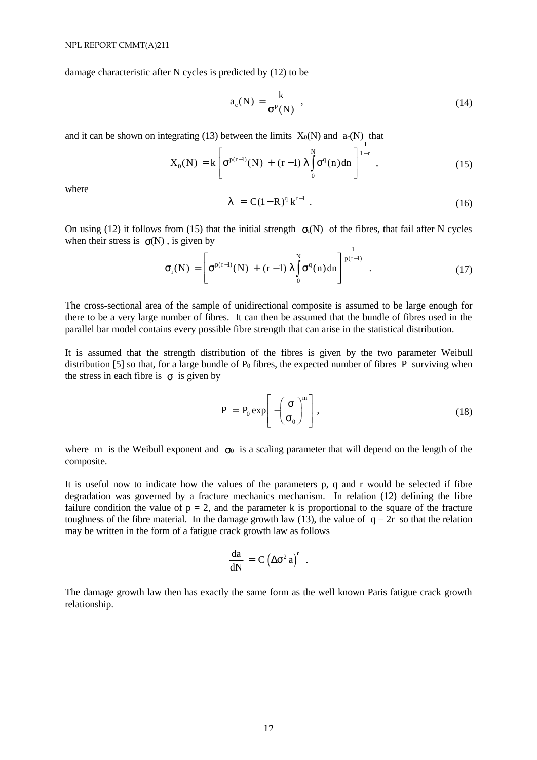damage characteristic after N cycles is predicted by (12) to be

$$a_c(N) = \frac{k}{\sigma^p(N)} \quad , \tag{14}$$

and it can be shown on integrating (13) between the limits $X_0(N)$ and $a_c(N)$ that

$$X_0(N) = k\left[\sigma^{p(r-1)}(N) + (r-1)\,\lambda\int_0^N \sigma^q(n)\,dn\right]^{\frac{1}{1-r}} \quad , \tag{15}$$

where

$$\lambda = C(1-R)^q\,k^{r-1} \ . \tag{16}$$

On using (12) it follows from (15) that the initial strength $\sigma_i(N)$ of the fibres, that fail after N cycles when their stress is $\sigma(N)$, is given by

$$\sigma_i(N) = \left[\sigma^{p(r-1)}(N) + (r-1)\,\lambda\int_0^N \sigma^q(n)\,dn\right]^{\frac{1}{p(r-1)}} \ . \tag{17}$$

The cross-sectional area of the sample of unidirectional composite is assumed to be large enough for there to be a very large number of fibres. It can then be assumed that the bundle of fibres used in the parallel bar model contains every possible fibre strength that can arise in the statistical distribution.

It is assumed that the strength distribution of the fibres is given by the two parameter Weibull distribution [5] so that, for a large bundle of $P_0$ fibres, the expected number of fibres $P$ surviving when the stress in each fibre is $\sigma$ is given by

$$P = P_0 \exp\left[-\left(\frac{\sigma}{\sigma_0}\right)^m\right] , \tag{18}$$

where $m$ is the Weibull exponent and $\sigma_0$ is a scaling parameter that will depend on the length of the composite.

It is useful now to indicate how the values of the parameters p, q and r would be selected if fibre degradation was governed by a fracture mechanics mechanism. In relation (12) defining the fibre failure condition the value of $p = 2$, and the parameter k is proportional to the square of the fracture toughness of the fibre material. In the damage growth law (13), the value of $q = 2r$ so that the relation may be written in the form of a fatigue crack growth law as follows

$$\frac{da}{dN} = C\left(\Delta\sigma^2\,a\right)^r \ .$$

The damage growth law then has exactly the same form as the well known Paris fatigue crack growth relationship.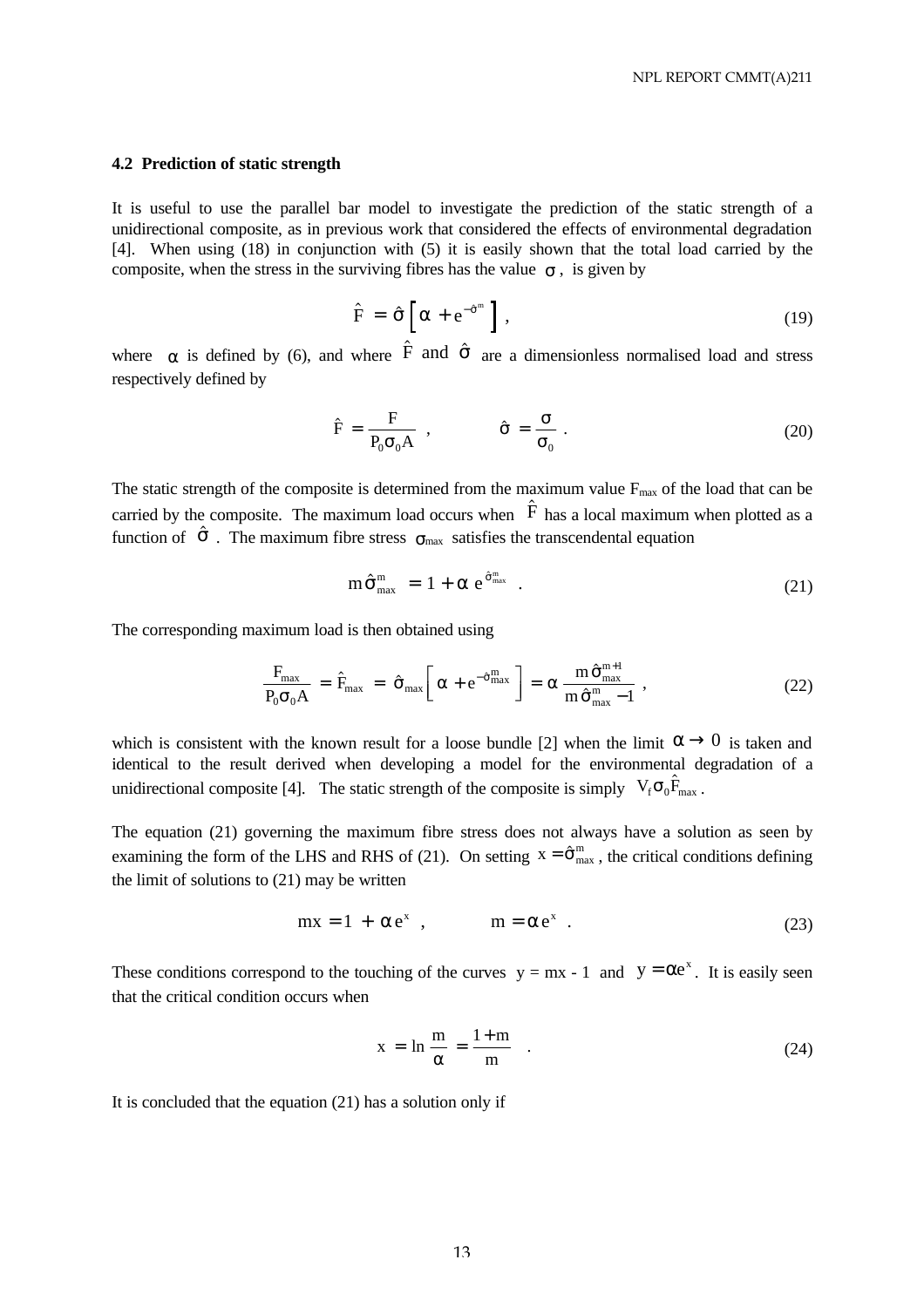### 4.2 Prediction of static strength

It is useful to use the parallel bar model to investigate the prediction of the static strength of a unidirectional composite, as in previous work that considered the effects of environmental degradation [4]. When using (18) in conjunction with (5) it is easily shown that the total load carried by the composite, when the stress in the surviving fibres has the value $\sigma$, is given by

$$\hat{F} = \hat{\sigma}\left[\alpha + e^{-\hat{\sigma}^m}\right] , \tag{19}$$

where $\alpha$ is defined by (6), and where $\hat{F}$ and $\hat{\sigma}$ are a dimensionless normalised load and stress respectively defined by

$$\hat{F} = \frac{F}{P_0 \sigma_0 A} , \qquad \hat{\sigma} = \frac{\sigma}{\sigma_0} . \tag{20}$$

The static strength of the composite is determined from the maximum value $F_{max}$ of the load that can be carried by the composite. The maximum load occurs when $\hat{F}$ has a local maximum when plotted as a function of $\hat{\sigma}$. The maximum fibre stress $\sigma_{max}$ satisfies the transcendental equation

$$m \hat{\sigma}_{max}^m = 1 + \alpha \, e^{\hat{\sigma}_{max}^m} . \tag{21}$$

The corresponding maximum load is then obtained using

$$\frac{F_{max}}{P_0 \sigma_0 A} = \hat{F}_{max} = \hat{\sigma}_{max}\left[\alpha + e^{-\hat{\sigma}_{max}^m}\right] = \alpha \frac{m \hat{\sigma}_{max}^{m+1}}{m \hat{\sigma}_{max}^m - 1} , \tag{22}$$

which is consistent with the known result for a loose bundle [2] when the limit $\alpha \to 0$ is taken and identical to the result derived when developing a model for the environmental degradation of a unidirectional composite [4]. The static strength of the composite is simply $V_f \sigma_0 \hat{F}_{max}$.

The equation (21) governing the maximum fibre stress does not always have a solution as seen by examining the form of the LHS and RHS of (21). On setting $x = \hat{\sigma}_{max}^m$, the critical conditions defining the limit of solutions to (21) may be written

$$mx = 1 + \alpha \, e^x , \qquad m = \alpha \, e^x . \tag{23}$$

These conditions correspond to the touching of the curves $y = mx - 1$ and $y = \alpha e^x$. It is easily seen that the critical condition occurs when

$$x = \ln \frac{m}{\alpha} = \frac{1+m}{m} . \tag{24}$$

It is concluded that the equation (21) has a solution only if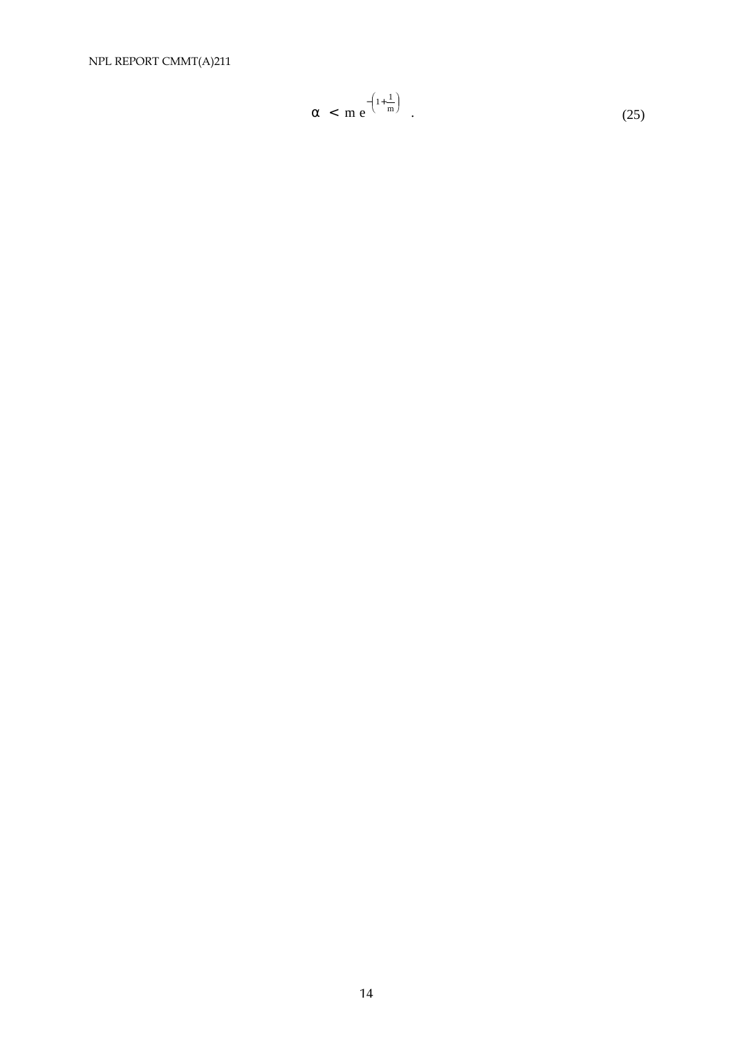$$\alpha < m\, e^{-\left(1+\frac{1}{m}\right)} \quad . \tag{25}$$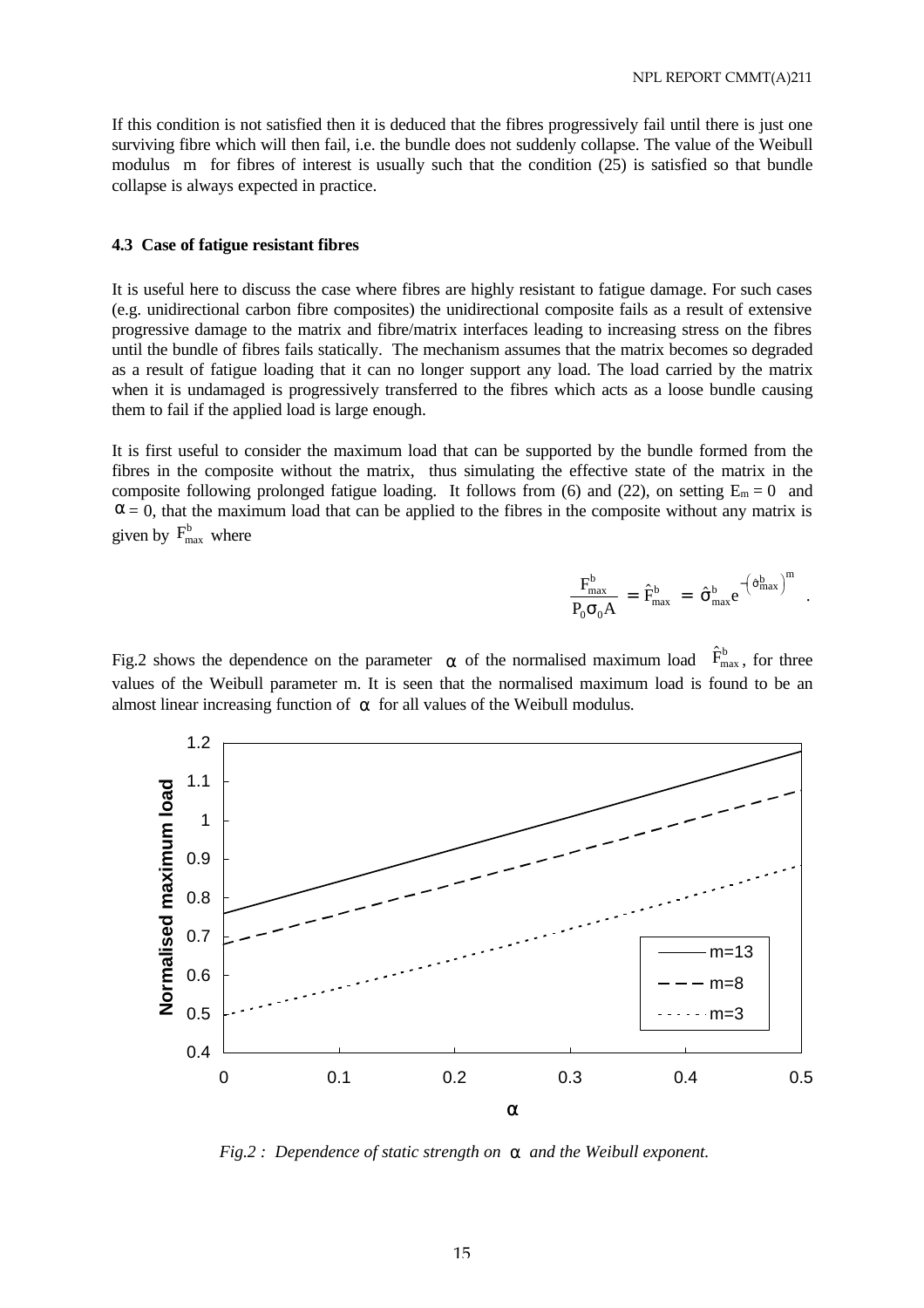If this condition is not satisfied then it is deduced that the fibres progressively fail until there is just one surviving fibre which will then fail, i.e. the bundle does not suddenly collapse. The value of the Weibull modulus $m$ for fibres of interest is usually such that the condition (25) is satisfied so that bundle collapse is always expected in practice.

### 4.3 Case of fatigue resistant fibres

It is useful here to discuss the case where fibres are highly resistant to fatigue damage. For such cases (e.g. unidirectional carbon fibre composites) the unidirectional composite fails as a result of extensive progressive damage to the matrix and fibre/matrix interfaces leading to increasing stress on the fibres until the bundle of fibres fails statically. The mechanism assumes that the matrix becomes so degraded as a result of fatigue loading that it can no longer support any load. The load carried by the matrix when it is undamaged is progressively transferred to the fibres which acts as a loose bundle causing them to fail if the applied load is large enough.

It is first useful to consider the maximum load that can be supported by the bundle formed from the fibres in the composite without the matrix, thus simulating the effective state of the matrix in the composite following prolonged fatigue loading. It follows from (6) and (22), on setting $E_m = 0$ and $\alpha = 0$, that the maximum load that can be applied to the fibres in the composite without any matrix is given by $F^b_{max}$ where

$$\frac{F^b_{max}}{P_0 \sigma_0 A} = \hat{F}^b_{max} = \hat{\sigma}^b_{max} e^{-\left(\hat{\sigma}^b_{max}\right)^m} .$$

Fig.2 shows the dependence on the parameter $\alpha$ of the normalised maximum load $\hat{F}^b_{max}$, for three values of the Weibull parameter m. It is seen that the normalised maximum load is found to be an almost linear increasing function of $\alpha$ for all values of the Weibull modulus.

*Fig.2 : Dependence of static strength on $\alpha$ and the Weibull exponent.*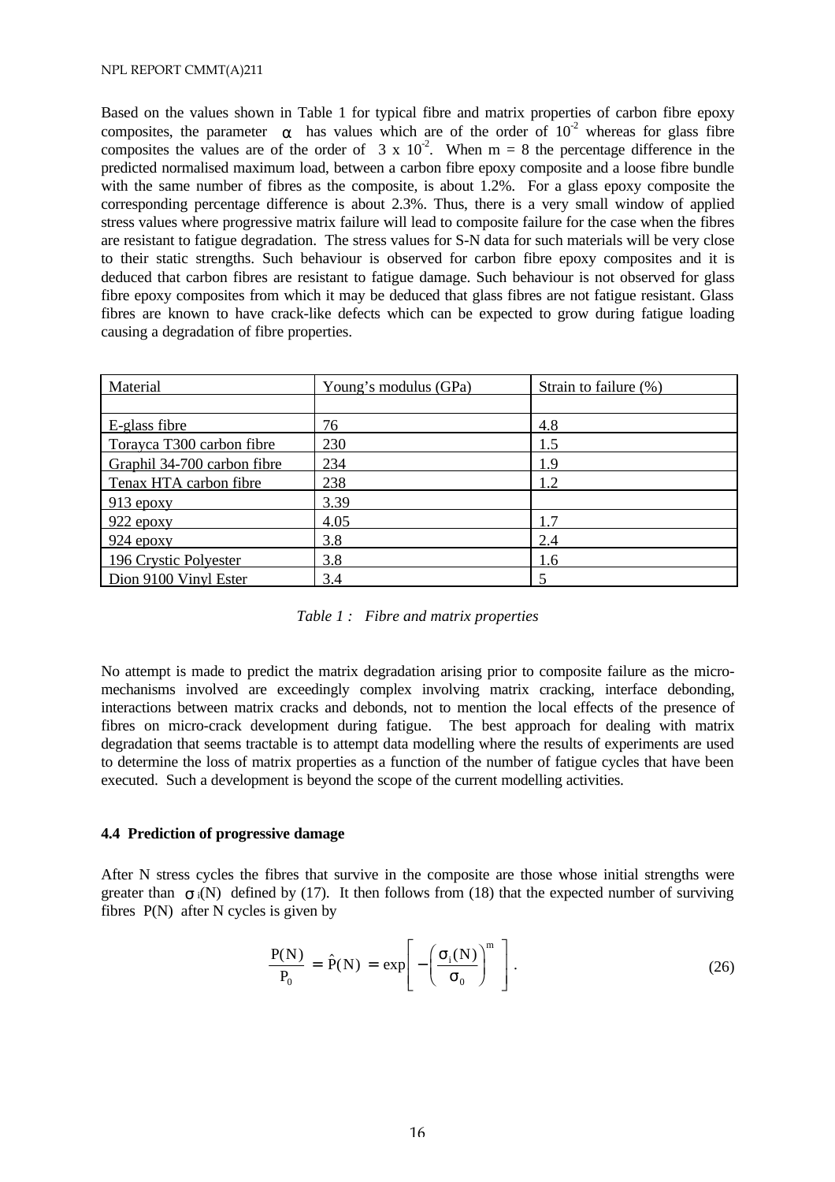Based on the values shown in Table 1 for typical fibre and matrix properties of carbon fibre epoxy composites, the parameter $\alpha$ has values which are of the order of $10^{-2}$ whereas for glass fibre composites the values are of the order of $3 \times 10^{-2}$. When m = 8 the percentage difference in the predicted normalised maximum load, between a carbon fibre epoxy composite and a loose fibre bundle with the same number of fibres as the composite, is about 1.2%. For a glass epoxy composite the corresponding percentage difference is about 2.3%. Thus, there is a very small window of applied stress values where progressive matrix failure will lead to composite failure for the case when the fibres are resistant to fatigue degradation. The stress values for S-N data for such materials will be very close to their static strengths. Such behaviour is observed for carbon fibre epoxy composites and it is deduced that carbon fibres are resistant to fatigue damage. Such behaviour is not observed for glass fibre epoxy composites from which it may be deduced that glass fibres are not fatigue resistant. Glass fibres are known to have crack-like defects which can be expected to grow during fatigue loading causing a degradation of fibre properties.

| Material | Young's modulus (GPa) | Strain to failure (%) |
|---|---|---|
| | | |
| E-glass fibre | 76 | 4.8 |
| Torayca T300 carbon fibre | 230 | 1.5 |
| Graphil 34-700 carbon fibre | 234 | 1.9 |
| Tenax HTA carbon fibre | 238 | 1.2 |
| 913 epoxy | 3.39 | |
| 922 epoxy | 4.05 | 1.7 |
| 924 epoxy | 3.8 | 2.4 |
| 196 Crystic Polyester | 3.8 | 1.6 |
| Dion 9100 Vinyl Ester | 3.4 | 5 |

*Table 1 : Fibre and matrix properties*

No attempt is made to predict the matrix degradation arising prior to composite failure as the micro-mechanisms involved are exceedingly complex involving matrix cracking, interface debonding, interactions between matrix cracks and debonds, not to mention the local effects of the presence of fibres on micro-crack development during fatigue. The best approach for dealing with matrix degradation that seems tractable is to attempt data modelling where the results of experiments are used to determine the loss of matrix properties as a function of the number of fatigue cycles that have been executed. Such a development is beyond the scope of the current modelling activities.

### 4.4 Prediction of progressive damage

After N stress cycles the fibres that survive in the composite are those whose initial strengths were greater than $\sigma_i(N)$ defined by (17). It then follows from (18) that the expected number of surviving fibres $P(N)$ after N cycles is given by

$$\frac{P(N)}{P_0} = \hat{P}(N) = \exp\left[ -\left( \frac{\sigma_i(N)}{\sigma_0} \right)^m \right]. \tag{26}$$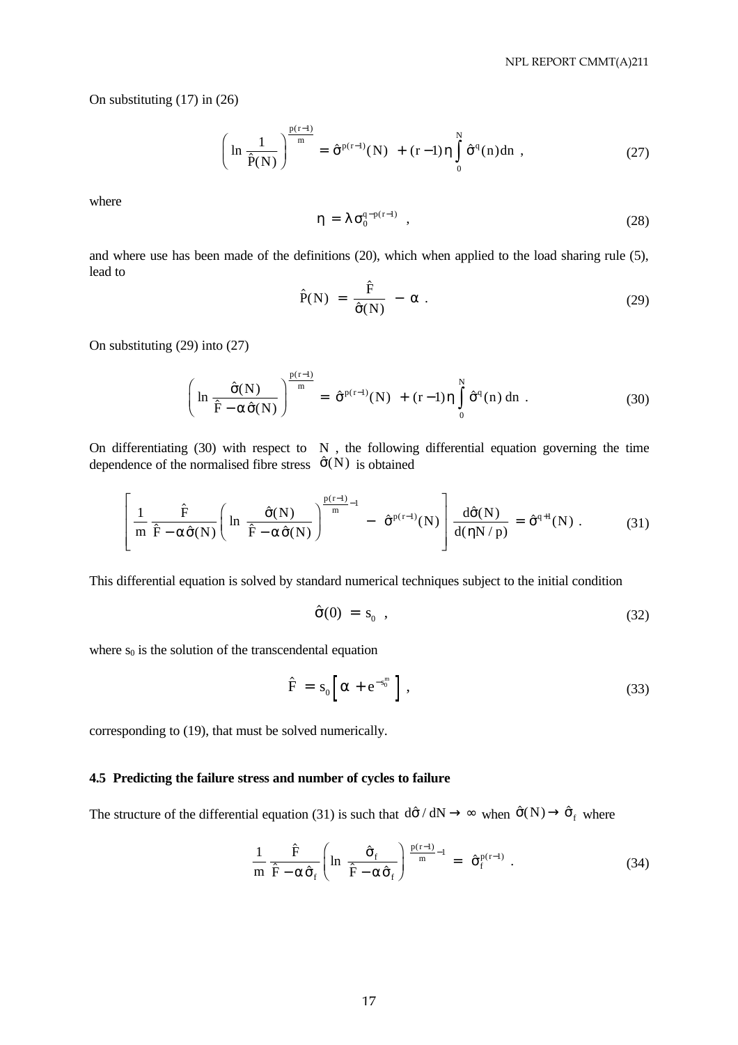On substituting (17) in (26)

$$\left( \ln \frac{1}{\hat{P}(N)} \right)^{\frac{p(r-1)}{m}} = \hat{\sigma}^{p(r-1)}(N) + (r-1)\eta \int_0^N \hat{\sigma}^q(n)\, dn \ , \tag{27}$$

where

$$\eta = \lambda \sigma_0^{q-p(r-1)} \ , \tag{28}$$

and where use has been made of the definitions (20), which when applied to the load sharing rule (5), lead to

$$\hat{P}(N) = \frac{\hat{F}}{\hat{\sigma}(N)} - \alpha \ . \tag{29}$$

On substituting (29) into (27)

$$\left( \ln \frac{\hat{\sigma}(N)}{\hat{F} - \alpha \hat{\sigma}(N)} \right)^{\frac{p(r-1)}{m}} = \hat{\sigma}^{p(r-1)}(N) + (r-1)\eta \int_0^N \hat{\sigma}^q(n)\, dn \ . \tag{30}$$

On differentiating (30) with respect to $N$, the following differential equation governing the time dependence of the normalised fibre stress $\hat{\sigma}(N)$ is obtained

$$\left[ \frac{1}{m} \frac{\hat{F}}{\hat{F} - \alpha \hat{\sigma}(N)} \left( \ln \frac{\hat{\sigma}(N)}{\hat{F} - \alpha \hat{\sigma}(N)} \right)^{\frac{p(r-1)}{m} - 1} - \hat{\sigma}^{p(r-1)}(N) \right] \frac{d\hat{\sigma}(N)}{d(\eta N / p)} = \hat{\sigma}^{q+1}(N) \ . \tag{31}$$

This differential equation is solved by standard numerical techniques subject to the initial condition

$$\hat{\sigma}(0) = s_0 \ , \tag{32}$$

where $s_0$ is the solution of the transcendental equation

$$\hat{F} = s_0 \left[ \alpha + e^{-s_0^m} \right] , \tag{33}$$

corresponding to (19), that must be solved numerically.

### 4.5 Predicting the failure stress and number of cycles to failure

The structure of the differential equation (31) is such that $d\hat{\sigma} / dN \to \infty$ when $\hat{\sigma}(N) \to \hat{\sigma}_f$ where

$$\frac{1}{m} \frac{\hat{F}}{\hat{F} - \alpha \hat{\sigma}_f} \left( \ln \frac{\hat{\sigma}_f}{\hat{F} - \alpha \hat{\sigma}_f} \right)^{\frac{p(r-1)}{m} - 1} = \hat{\sigma}_f^{p(r-1)} \ . \tag{34}$$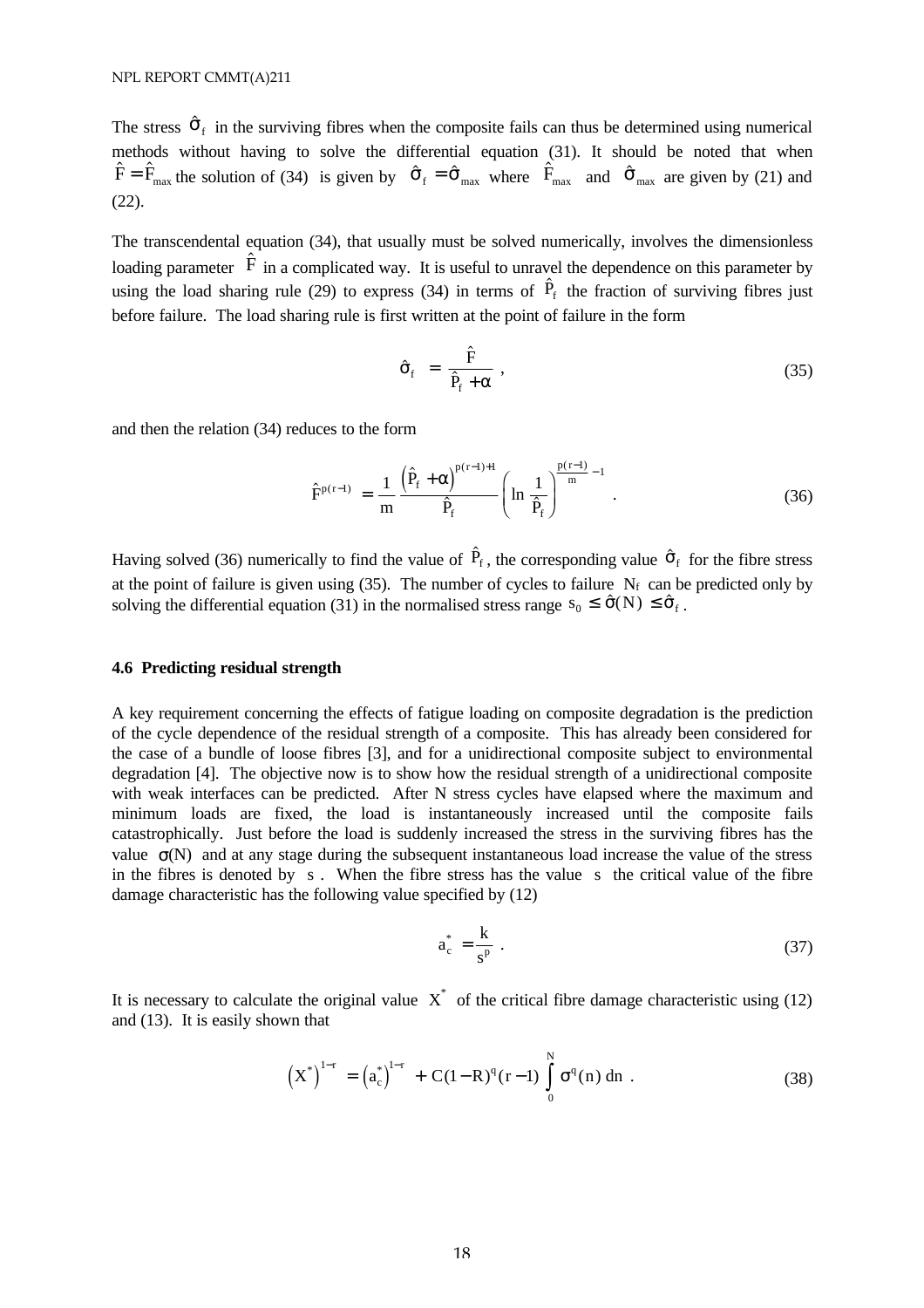The stress $\hat{\sigma}_f$ in the surviving fibres when the composite fails can thus be determined using numerical methods without having to solve the differential equation (31). It should be noted that when $\hat{F} = \hat{F}_{max}$ the solution of (34) is given by $\hat{\sigma}_f = \hat{\sigma}_{max}$ where $\hat{F}_{max}$ and $\hat{\sigma}_{max}$ are given by (21) and (22).

The transcendental equation (34), that usually must be solved numerically, involves the dimensionless loading parameter $\hat{F}$ in a complicated way. It is useful to unravel the dependence on this parameter by using the load sharing rule (29) to express (34) in terms of $\hat{P}_f$ the fraction of surviving fibres just before failure. The load sharing rule is first written at the point of failure in the form

$$\hat{\sigma}_f = \frac{\hat{F}}{\hat{P}_f + \alpha} , \tag{35}$$

and then the relation (34) reduces to the form

$$\hat{F}^{p(r-1)} = \frac{1}{m} \frac{\left(\hat{P}_f + \alpha\right)^{p(r-1)+1}}{\hat{P}_f} \left( \ln \frac{1}{\hat{P}_f} \right)^{\frac{p(r-1)}{m} - 1} . \tag{36}$$

Having solved (36) numerically to find the value of $\hat{P}_f$, the corresponding value $\hat{\sigma}_f$ for the fibre stress at the point of failure is given using (35). The number of cycles to failure $N_f$ can be predicted only by solving the differential equation (31) in the normalised stress range $s_0 \le \hat{\sigma}(N) \le \hat{\sigma}_f$.

### 4.6 Predicting residual strength

A key requirement concerning the effects of fatigue loading on composite degradation is the prediction of the cycle dependence of the residual strength of a composite. This has already been considered for the case of a bundle of loose fibres [3], and for a unidirectional composite subject to environmental degradation [4]. The objective now is to show how the residual strength of a unidirectional composite with weak interfaces can be predicted. After N stress cycles have elapsed where the maximum and minimum loads are fixed, the load is instantaneously increased until the composite fails catastrophically. Just before the load is suddenly increased the stress in the surviving fibres has the value $\sigma(N)$ and at any stage during the subsequent instantaneous load increase the value of the stress in the fibres is denoted by $s$. When the fibre stress has the value $s$ the critical value of the fibre damage characteristic has the following value specified by (12)

$$a_c^* = \frac{k}{s^p} . \tag{37}$$

It is necessary to calculate the original value $X^*$ of the critical fibre damage characteristic using (12) and (13). It is easily shown that

$$\left(X^*\right)^{1-r} = \left(a_c^*\right)^{1-r} + C(1-R)^q (r-1) \int_0^N \sigma^q(n)\, dn . \tag{38}$$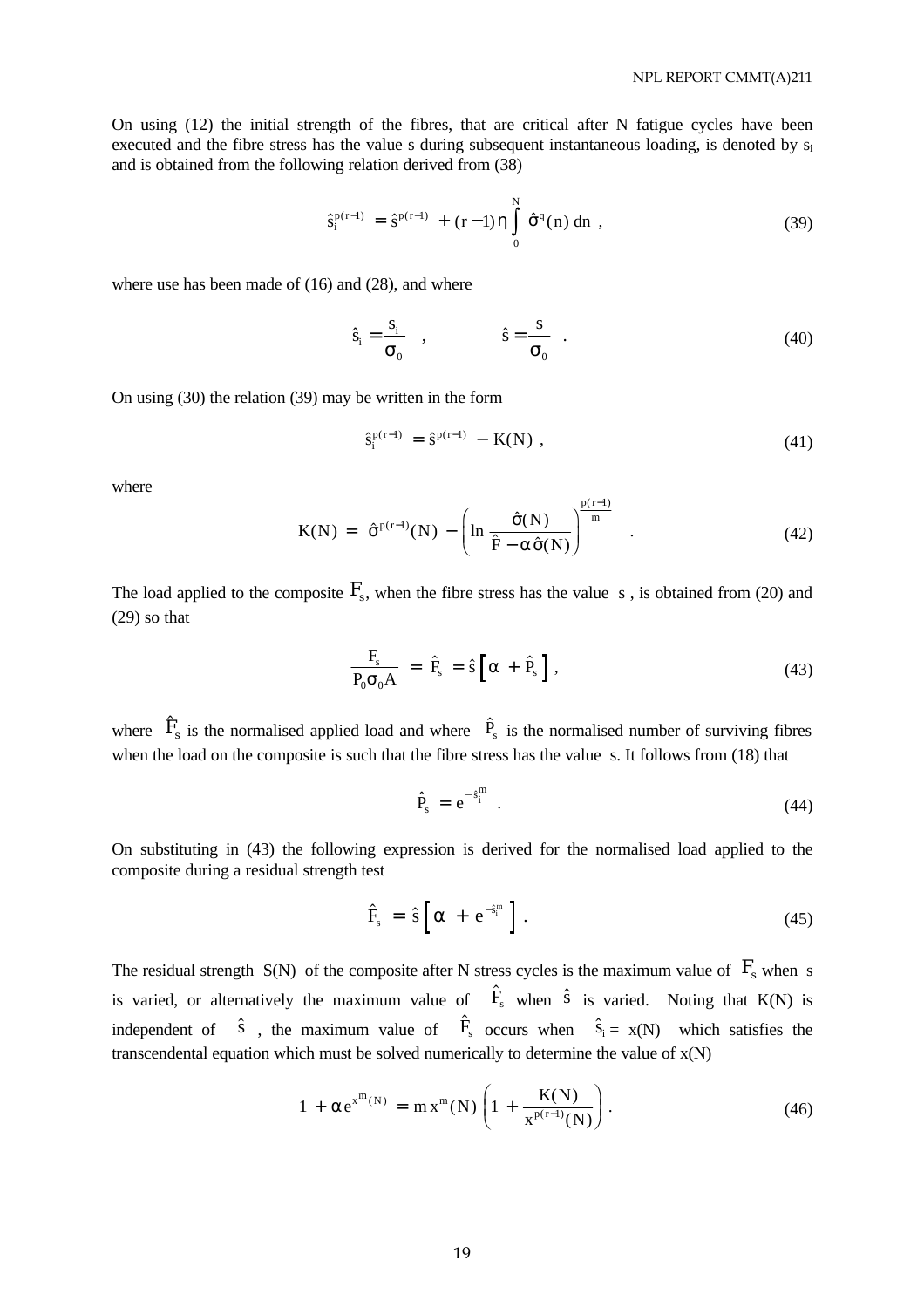On using (12) the initial strength of the fibres, that are critical after N fatigue cycles have been executed and the fibre stress has the value s during subsequent instantaneous loading, is denoted by $s_i$ and is obtained from the following relation derived from (38)

$$\hat{s}_i^{p(r-1)} = \hat{s}^{p(r-1)} + (r-1)\eta \int_0^N \hat{\sigma}^q(n)\, dn \ , \tag{39}$$

where use has been made of (16) and (28), and where

$$\hat{s}_i = \frac{s_i}{\sigma_0} \quad , \qquad \hat{s} = \frac{s}{\sigma_0} \quad . \tag{40}$$

On using (30) the relation (39) may be written in the form

$$\hat{s}_i^{p(r-1)} = \hat{s}^{p(r-1)} - K(N) \ , \tag{41}$$

where

$$K(N) = \hat{\sigma}^{p(r-1)}(N) - \left( \ln \frac{\hat{\sigma}(N)}{\hat{F} - \alpha\hat{\sigma}(N)} \right)^{\frac{p(r-1)}{m}} \quad . \tag{42}$$

The load applied to the composite $F_s$, when the fibre stress has the value s , is obtained from (20) and (29) so that

$$\frac{F_s}{P_0 \sigma_0 A} = \hat{F}_s = \hat{s}\left[\alpha + \hat{P}_s\right] , \tag{43}$$

where $\hat{F}_s$ is the normalised applied load and where $\hat{P}_s$ is the normalised number of surviving fibres when the load on the composite is such that the fibre stress has the value s. It follows from (18) that

$$\hat{P}_s = e^{-\hat{s}_i^m} \quad . \tag{44}$$

On substituting in (43) the following expression is derived for the normalised load applied to the composite during a residual strength test

$$\hat{F}_s = \hat{s}\left[\alpha + e^{-\hat{s}_i^m}\right] . \tag{45}$$

The residual strength $S(N)$ of the composite after N stress cycles is the maximum value of $F_s$ when s is varied, or alternatively the maximum value of $\hat{F}_s$ when $\hat{s}$ is varied. Noting that K(N) is independent of $\hat{s}$ , the maximum value of $\hat{F}_s$ occurs when $\hat{s}_i = x(N)$ which satisfies the transcendental equation which must be solved numerically to determine the value of x(N)

$$1 + \alpha e^{x^m(N)} = m\, x^m(N) \left( 1 + \frac{K(N)}{x^{p(r-1)}(N)} \right) . \tag{46}$$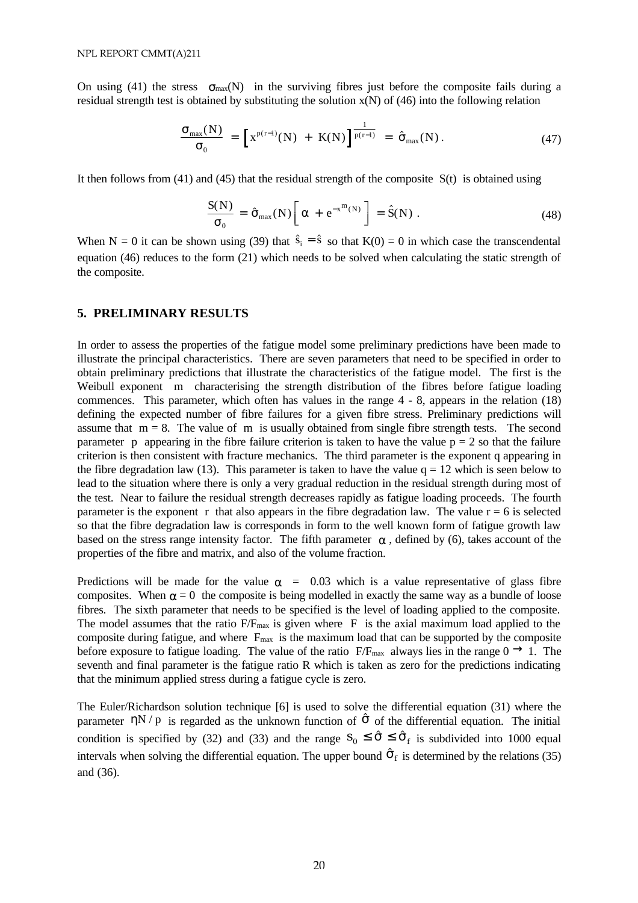On using (41) the stress $\sigma_{max}(N)$ in the surviving fibres just before the composite fails during a residual strength test is obtained by substituting the solution x(N) of (46) into the following relation

$$\frac{\sigma_{max}(N)}{\sigma_0} = \left[ x^{p(r-1)}(N) + K(N) \right]^{\frac{1}{p(r-1)}} = \hat{\sigma}_{max}(N)\,. \tag{47}$$

It then follows from (41) and (45) that the residual strength of the composite S(t) is obtained using

$$\frac{S(N)}{\sigma_0} = \hat{\sigma}_{max}(N)\left[ \alpha + e^{-x^m(N)} \right] = \hat{S}(N)\,. \tag{48}$$

When N = 0 it can be shown using (39) that $\hat{s}_i = \hat{s}$ so that K(0) = 0 in which case the transcendental equation (46) reduces to the form (21) which needs to be solved when calculating the static strength of the composite.

## 5. PRELIMINARY RESULTS

In order to assess the properties of the fatigue model some preliminary predictions have been made to illustrate the principal characteristics. There are seven parameters that need to be specified in order to obtain preliminary predictions that illustrate the characteristics of the fatigue model. The first is the Weibull exponent $m$ characterising the strength distribution of the fibres before fatigue loading commences. This parameter, which often has values in the range 4 - 8, appears in the relation (18) defining the expected number of fibre failures for a given fibre stress. Preliminary predictions will assume that $m = 8$. The value of $m$ is usually obtained from single fibre strength tests. The second parameter $p$ appearing in the fibre failure criterion is taken to have the value $p = 2$ so that the failure criterion is then consistent with fracture mechanics. The third parameter is the exponent q appearing in the fibre degradation law (13). This parameter is taken to have the value $q = 12$ which is seen below to lead to the situation where there is only a very gradual reduction in the residual strength during most of the test. Near to failure the residual strength decreases rapidly as fatigue loading proceeds. The fourth parameter is the exponent $r$ that also appears in the fibre degradation law. The value $r = 6$ is selected so that the fibre degradation law is corresponds in form to the well known form of fatigue growth law based on the stress range intensity factor. The fifth parameter $\alpha$, defined by (6), takes account of the properties of the fibre and matrix, and also of the volume fraction.

Predictions will be made for the value $\alpha = 0.03$ which is a value representative of glass fibre composites. When $\alpha = 0$ the composite is being modelled in exactly the same way as a bundle of loose fibres. The sixth parameter that needs to be specified is the level of loading applied to the composite. The model assumes that the ratio $F/F_{max}$ is given where $F$ is the axial maximum load applied to the composite during fatigue, and where $F_{max}$ is the maximum load that can be supported by the composite before exposure to fatigue loading. The value of the ratio $F/F_{max}$ always lies in the range $0 \rightarrow 1$. The seventh and final parameter is the fatigue ratio R which is taken as zero for the predictions indicating that the minimum applied stress during a fatigue cycle is zero.

The Euler/Richardson solution technique [6] is used to solve the differential equation (31) where the parameter $\eta N/p$ is regarded as the unknown function of $\hat{\sigma}$ of the differential equation. The initial condition is specified by (32) and (33) and the range $s_0 \le \hat{\sigma} \le \hat{\sigma}_f$ is subdivided into 1000 equal intervals when solving the differential equation. The upper bound $\hat{\sigma}_f$ is determined by the relations (35) and (36).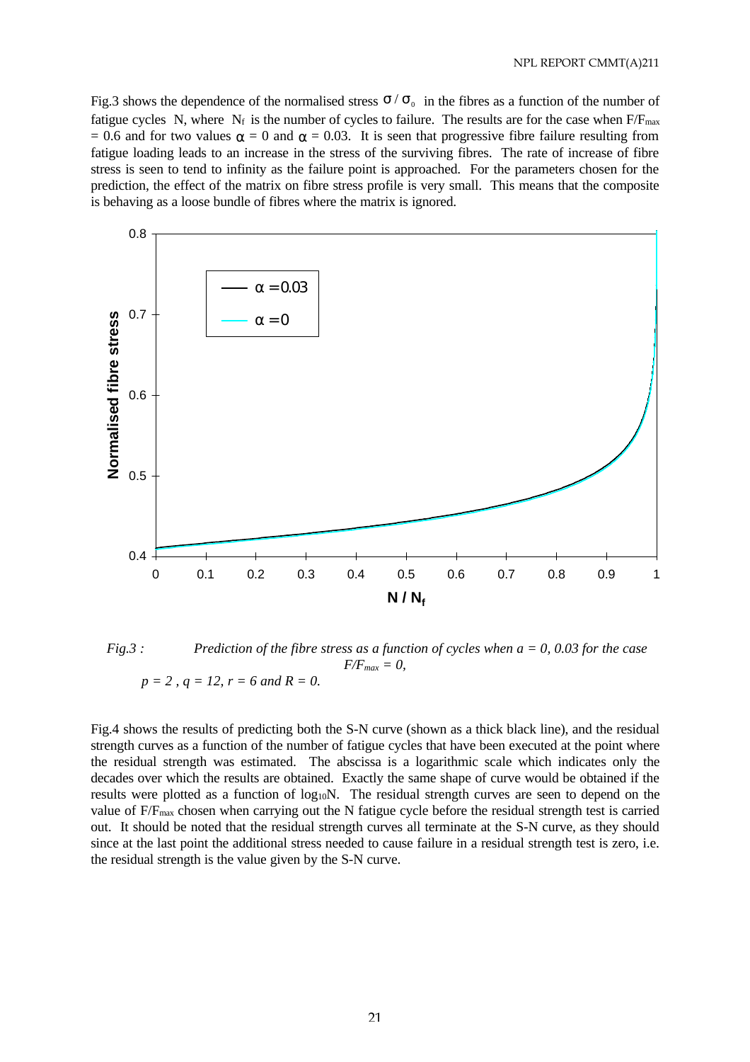Fig.3 shows the dependence of the normalised stress $\sigma / \sigma_0$ in the fibres as a function of the number of fatigue cycles N, where $N_f$ is the number of cycles to failure. The results are for the case when $F/F_{max}$ = 0.6 and for two values $\alpha$ = 0 and $\alpha$ = 0.03. It is seen that progressive fibre failure resulting from fatigue loading leads to an increase in the stress of the surviving fibres. The rate of increase of fibre stress is seen to tend to infinity as the failure point is approached. For the parameters chosen for the prediction, the effect of the matrix on fibre stress profile is very small. This means that the composite is behaving as a loose bundle of fibres where the matrix is ignored.

*Fig.3 : Prediction of the fibre stress as a function of cycles when a = 0, 0.03 for the case $F/F_{max}$ = 0, p = 2 , q = 12, r = 6 and R = 0.*

Fig.4 shows the results of predicting both the S-N curve (shown as a thick black line), and the residual strength curves as a function of the number of fatigue cycles that have been executed at the point where the residual strength was estimated. The abscissa is a logarithmic scale which indicates only the decades over which the results are obtained. Exactly the same shape of curve would be obtained if the results were plotted as a function of $\log_{10}$N. The residual strength curves are seen to depend on the value of $F/F_{max}$ chosen when carrying out the N fatigue cycle before the residual strength test is carried out. It should be noted that the residual strength curves all terminate at the S-N curve, as they should since at the last point the additional stress needed to cause failure in a residual strength test is zero, i.e. the residual strength is the value given by the S-N curve.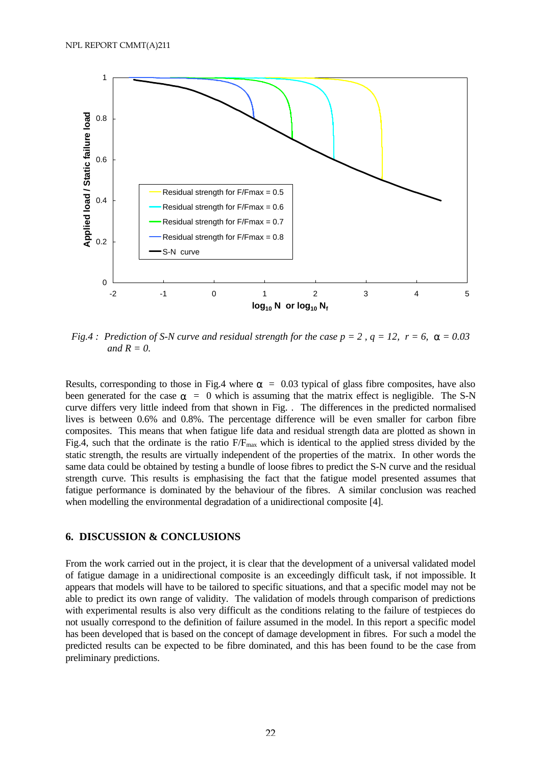*Fig.4 : Prediction of S-N curve and residual strength for the case p = 2 , q = 12, r = 6, α = 0.03 and R = 0.*

Results, corresponding to those in Fig.4 where $\alpha = 0.03$ typical of glass fibre composites, have also been generated for the case $\alpha = 0$ which is assuming that the matrix effect is negligible. The S-N curve differs very little indeed from that shown in Fig. . The differences in the predicted normalised lives is between 0.6% and 0.8%. The percentage difference will be even smaller for carbon fibre composites. This means that when fatigue life data and residual strength data are plotted as shown in Fig.4, such that the ordinate is the ratio $F/F_{max}$ which is identical to the applied stress divided by the static strength, the results are virtually independent of the properties of the matrix. In other words the same data could be obtained by testing a bundle of loose fibres to predict the S-N curve and the residual strength curve. This results is emphasising the fact that the fatigue model presented assumes that fatigue performance is dominated by the behaviour of the fibres. A similar conclusion was reached when modelling the environmental degradation of a unidirectional composite [4].

## 6. DISCUSSION & CONCLUSIONS

From the work carried out in the project, it is clear that the development of a universal validated model of fatigue damage in a unidirectional composite is an exceedingly difficult task, if not impossible. It appears that models will have to be tailored to specific situations, and that a specific model may not be able to predict its own range of validity. The validation of models through comparison of predictions with experimental results is also very difficult as the conditions relating to the failure of testpieces do not usually correspond to the definition of failure assumed in the model. In this report a specific model has been developed that is based on the concept of damage development in fibres. For such a model the predicted results can be expected to be fibre dominated, and this has been found to be the case from preliminary predictions.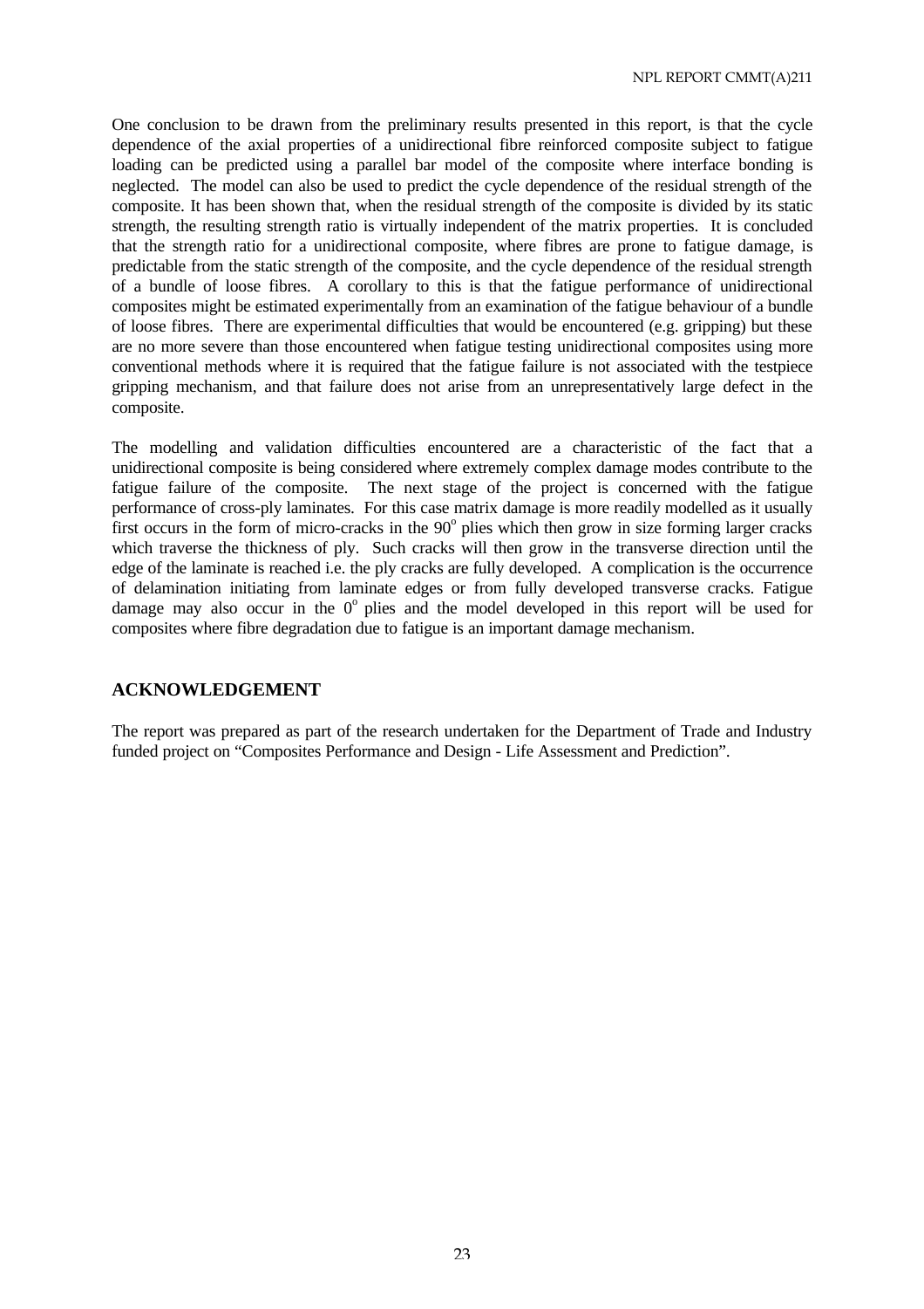One conclusion to be drawn from the preliminary results presented in this report, is that the cycle dependence of the axial properties of a unidirectional fibre reinforced composite subject to fatigue loading can be predicted using a parallel bar model of the composite where interface bonding is neglected. The model can also be used to predict the cycle dependence of the residual strength of the composite. It has been shown that, when the residual strength of the composite is divided by its static strength, the resulting strength ratio is virtually independent of the matrix properties. It is concluded that the strength ratio for a unidirectional composite, where fibres are prone to fatigue damage, is predictable from the static strength of the composite, and the cycle dependence of the residual strength of a bundle of loose fibres. A corollary to this is that the fatigue performance of unidirectional composites might be estimated experimentally from an examination of the fatigue behaviour of a bundle of loose fibres. There are experimental difficulties that would be encountered (e.g. gripping) but these are no more severe than those encountered when fatigue testing unidirectional composites using more conventional methods where it is required that the fatigue failure is not associated with the testpiece gripping mechanism, and that failure does not arise from an unrepresentatively large defect in the composite.

The modelling and validation difficulties encountered are a characteristic of the fact that a unidirectional composite is being considered where extremely complex damage modes contribute to the fatigue failure of the composite. The next stage of the project is concerned with the fatigue performance of cross-ply laminates. For this case matrix damage is more readily modelled as it usually first occurs in the form of micro-cracks in the $90^{o}$ plies which then grow in size forming larger cracks which traverse the thickness of ply. Such cracks will then grow in the transverse direction until the edge of the laminate is reached i.e. the ply cracks are fully developed. A complication is the occurrence of delamination initiating from laminate edges or from fully developed transverse cracks. Fatigue damage may also occur in the $0^{o}$ plies and the model developed in this report will be used for composites where fibre degradation due to fatigue is an important damage mechanism.

## ACKNOWLEDGEMENT

The report was prepared as part of the research undertaken for the Department of Trade and Industry funded project on “Composites Performance and Design - Life Assessment and Prediction”.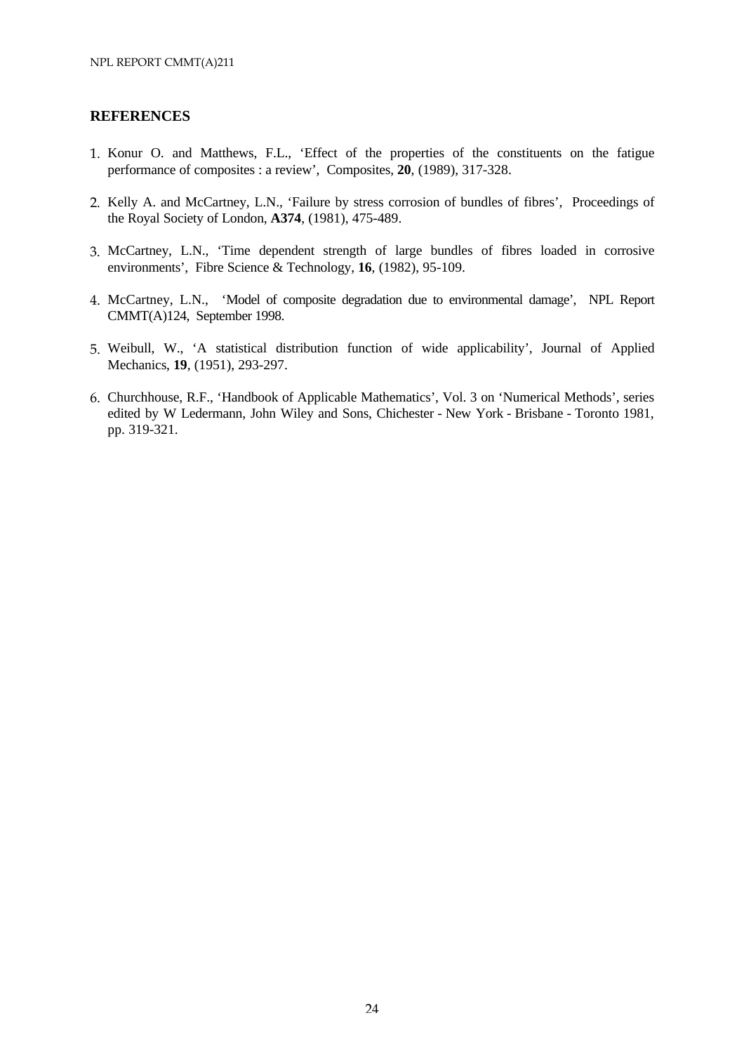## REFERENCES

1. Konur O. and Matthews, F.L., 'Effect of the properties of the constituents on the fatigue performance of composites : a review', Composites, **20**, (1989), 317-328.

2. Kelly A. and McCartney, L.N., 'Failure by stress corrosion of bundles of fibres', Proceedings of the Royal Society of London, **A374**, (1981), 475-489.

3. McCartney, L.N., 'Time dependent strength of large bundles of fibres loaded in corrosive environments', Fibre Science & Technology, **16**, (1982), 95-109.

4. McCartney, L.N., 'Model of composite degradation due to environmental damage', NPL Report CMMT(A)124, September 1998.

5. Weibull, W., 'A statistical distribution function of wide applicability', Journal of Applied Mechanics, **19**, (1951), 293-297.

6. Churchhouse, R.F., 'Handbook of Applicable Mathematics', Vol. 3 on 'Numerical Methods', series edited by W Ledermann, John Wiley and Sons, Chichester - New York - Brisbane - Toronto 1981, pp. 319-321.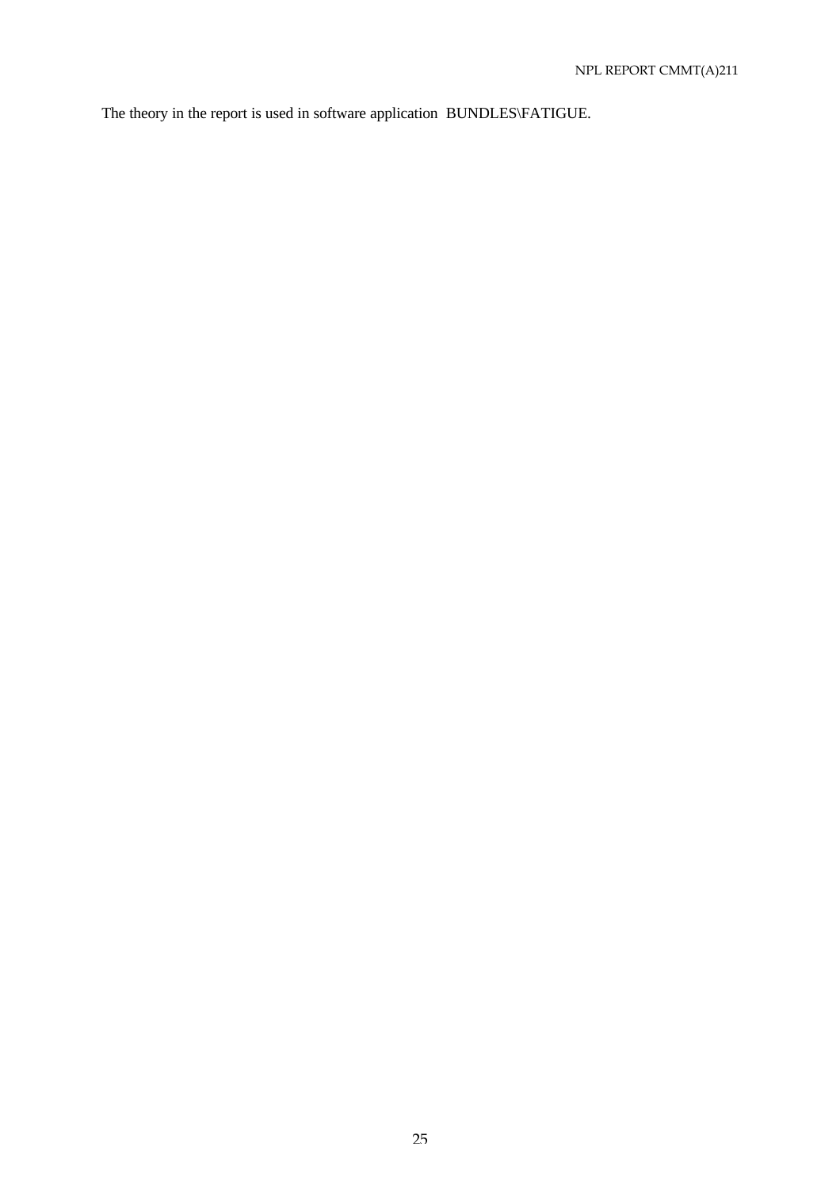The theory in the report is used in software application BUNDLES\FATIGUE.